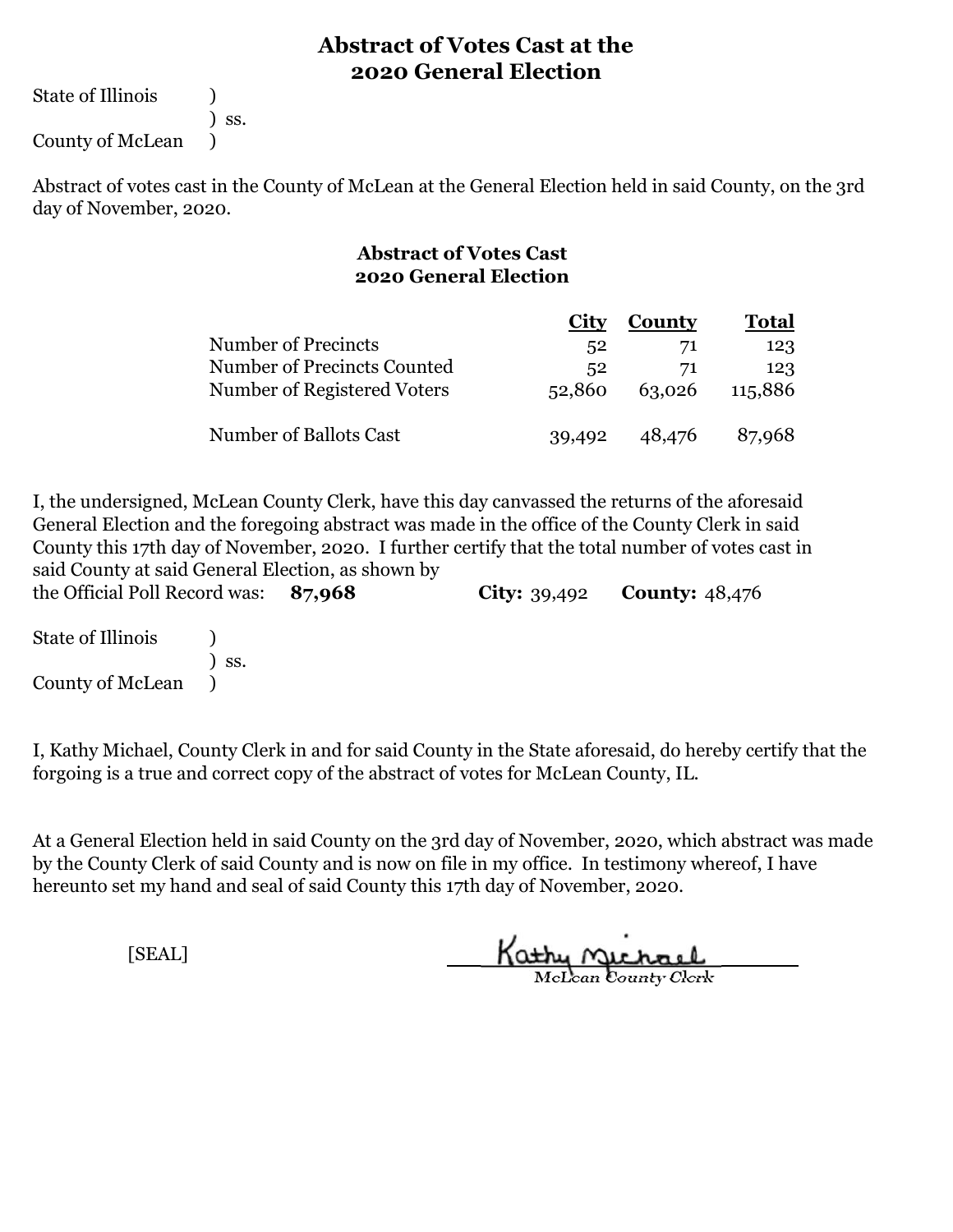# Abstract of Votes Cast at the 2020 General Election

State of Illinois )
) ss.
County of McLean )

Abstract of votes cast in the County of McLean at the General Election held in said County, on the 3rd day of November, 2020.

## Abstract of Votes Cast 2020 General Election

| | City | County | Total |
|---|---|---|---|
| Number of Precincts | 52 | 71 | 123 |
| Number of Precincts Counted | 52 | 71 | 123 |
| Number of Registered Voters | 52,860 | 63,026 | 115,886 |
| Number of Ballots Cast | 39,492 | 48,476 | 87,968 |

I, the undersigned, McLean County Clerk, have this day canvassed the returns of the aforesaid General Election and the foregoing abstract was made in the office of the County Clerk in said County this 17th day of November, 2020. I further certify that the total number of votes cast in said County at said General Election, as shown by the Official Poll Record was: **87,968** **City:** 39,492 **County:** 48,476

State of Illinois )
) ss.
County of McLean )

I, Kathy Michael, County Clerk in and for said County in the State aforesaid, do hereby certify that the forgoing is a true and correct copy of the abstract of votes for McLean County, IL.

At a General Election held in said County on the 3rd day of November, 2020, which abstract was made by the County Clerk of said County and is now on file in my office. In testimony whereof, I have hereunto set my hand and seal of said County this 17th day of November, 2020.

[SEAL]

Kathy Michael
McLean County Clerk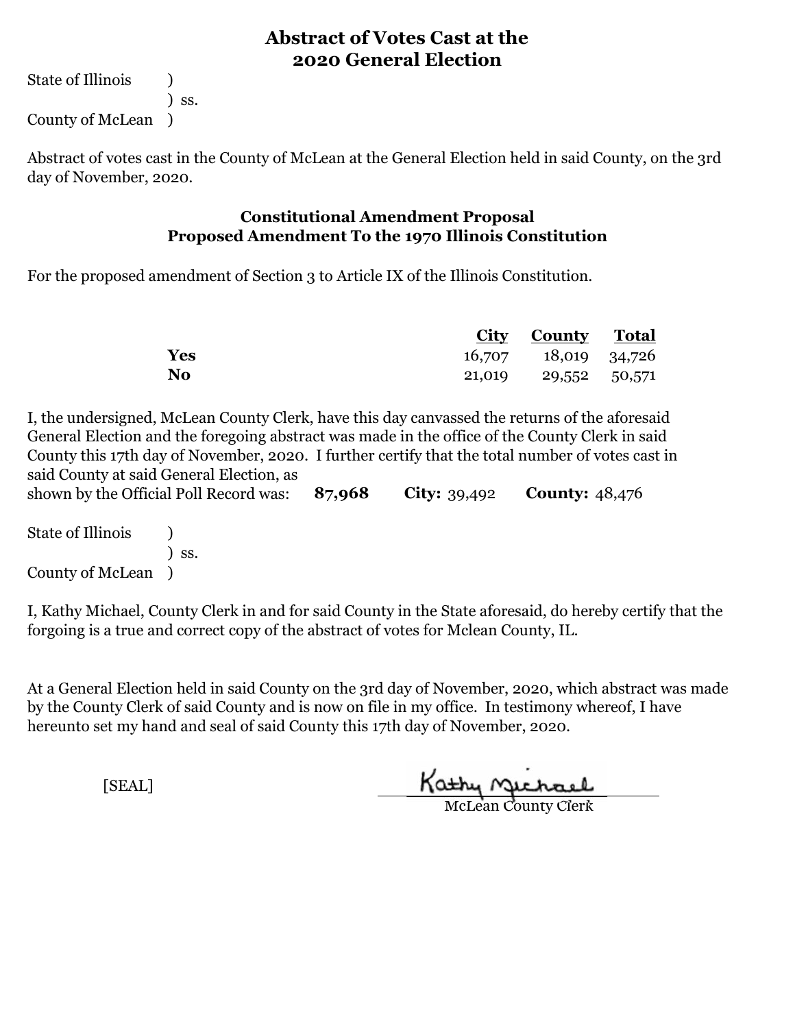# Abstract of Votes Cast at the 2020 General Election

State of Illinois )
) ss.
County of McLean )

Abstract of votes cast in the County of McLean at the General Election held in said County, on the 3rd day of November, 2020.

## Constitutional Amendment Proposal
## Proposed Amendment To the 1970 Illinois Constitution

For the proposed amendment of Section 3 to Article IX of the Illinois Constitution.

| | City | County | Total |
|---|---|---|---|
| **Yes** | 16,707 | 18,019 | 34,726 |
| **No** | 21,019 | 29,552 | 50,571 |

I, the undersigned, McLean County Clerk, have this day canvassed the returns of the aforesaid General Election and the foregoing abstract was made in the office of the County Clerk in said County this 17th day of November, 2020. I further certify that the total number of votes cast in said County at said General Election, as shown by the Official Poll Record was: **87,968** **City:** 39,492 **County:** 48,476

State of Illinois )
) ss.
County of McLean )

I, Kathy Michael, County Clerk in and for said County in the State aforesaid, do hereby certify that the forgoing is a true and correct copy of the abstract of votes for Mclean County, IL.

At a General Election held in said County on the 3rd day of November, 2020, which abstract was made by the County Clerk of said County and is now on file in my office. In testimony whereof, I have hereunto set my hand and seal of said County this 17th day of November, 2020.

[SEAL]

Kathy Michael
McLean County Clerk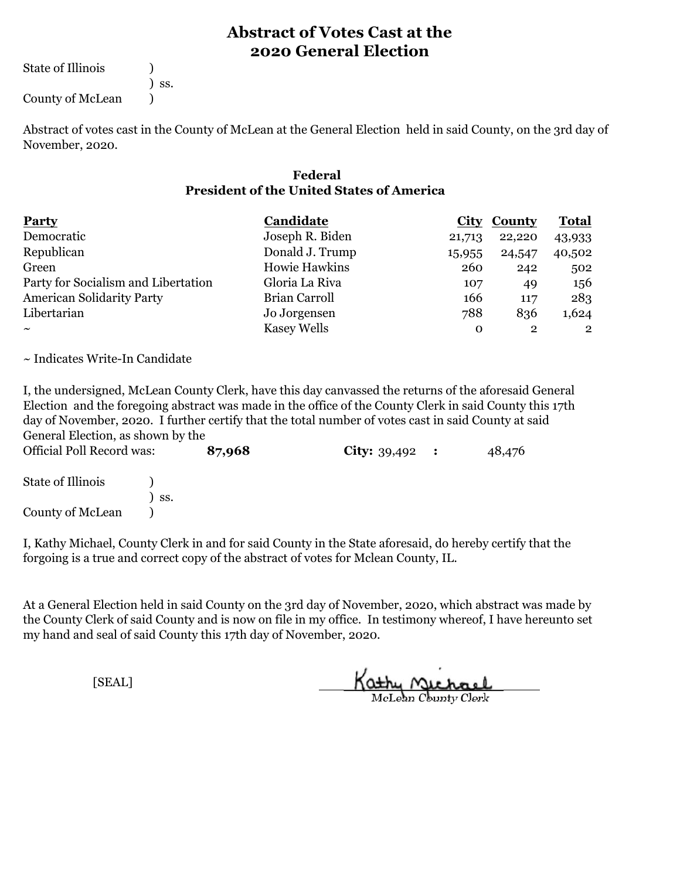# Abstract of Votes Cast at the 2020 General Election

State of Illinois )
) ss.
County of McLean )

Abstract of votes cast in the County of McLean at the General Election held in said County, on the 3rd day of November, 2020.

### Federal
### President of the United States of America

| Party | Candidate | City | County | Total |
|---|---|---|---|---|
| Democratic | Joseph R. Biden | 21,713 | 22,220 | 43,933 |
| Republican | Donald J. Trump | 15,955 | 24,547 | 40,502 |
| Green | Howie Hawkins | 260 | 242 | 502 |
| Party for Socialism and Libertation | Gloria La Riva | 107 | 49 | 156 |
| American Solidarity Party | Brian Carroll | 166 | 117 | 283 |
| Libertarian | Jo Jorgensen | 788 | 836 | 1,624 |
| ~ | Kasey Wells | 0 | 2 | 2 |

~ Indicates Write-In Candidate

I, the undersigned, McLean County Clerk, have this day canvassed the returns of the aforesaid General Election and the foregoing abstract was made in the office of the County Clerk in said County this 17th day of November, 2020. I further certify that the total number of votes cast in said County at said General Election, as shown by the

Official Poll Record was: **87,968** **City:** 39,492 : 48,476

State of Illinois )
) ss.
County of McLean )

I, Kathy Michael, County Clerk in and for said County in the State aforesaid, do hereby certify that the forgoing is a true and correct copy of the abstract of votes for Mclean County, IL.

At a General Election held in said County on the 3rd day of November, 2020, which abstract was made by the County Clerk of said County and is now on file in my office. In testimony whereof, I have hereunto set my hand and seal of said County this 17th day of November, 2020.

[SEAL]

Kathy Michael
McLean County Clerk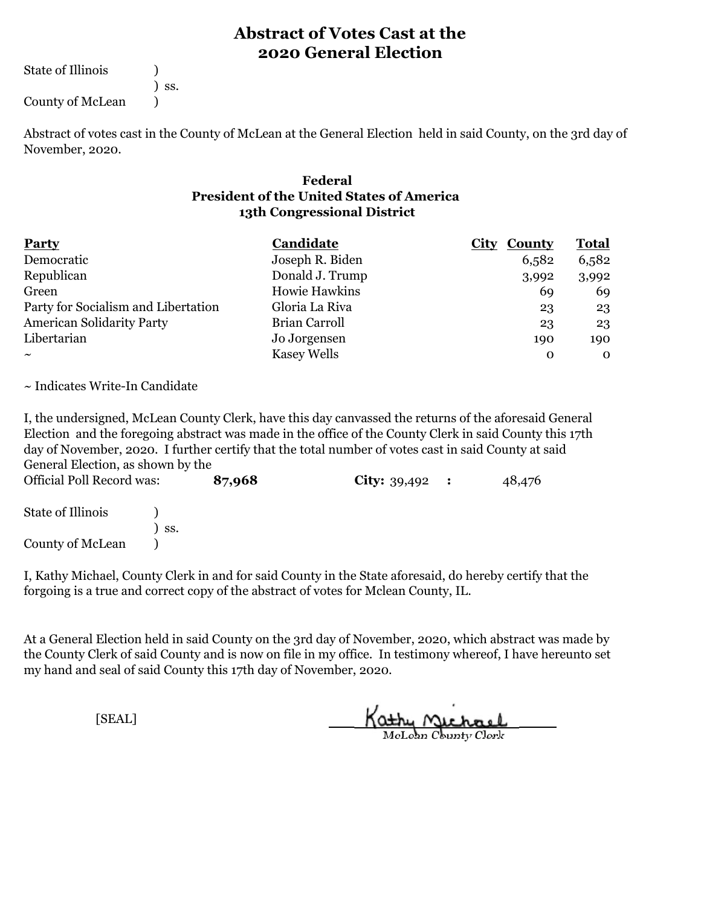# Abstract of Votes Cast at the 2020 General Election

State of Illinois )
) ss.
County of McLean )

Abstract of votes cast in the County of McLean at the General Election held in said County, on the 3rd day of November, 2020.

### Federal
### President of the United States of America
### 13th Congressional District

| Party | Candidate | City | County | Total |
|---|---|---|---|---|
| Democratic | Joseph R. Biden | | 6,582 | 6,582 |
| Republican | Donald J. Trump | | 3,992 | 3,992 |
| Green | Howie Hawkins | | 69 | 69 |
| Party for Socialism and Libertation | Gloria La Riva | | 23 | 23 |
| American Solidarity Party | Brian Carroll | | 23 | 23 |
| Libertarian | Jo Jorgensen | | 190 | 190 |
| ~ | Kasey Wells | | 0 | 0 |

~ Indicates Write-In Candidate

I, the undersigned, McLean County Clerk, have this day canvassed the returns of the aforesaid General Election and the foregoing abstract was made in the office of the County Clerk in said County this 17th day of November, 2020. I further certify that the total number of votes cast in said County at said General Election, as shown by the Official Poll Record was: **87,968** **City:** 39,492 **:** 48,476

State of Illinois )
) ss.
County of McLean )

I, Kathy Michael, County Clerk in and for said County in the State aforesaid, do hereby certify that the forgoing is a true and correct copy of the abstract of votes for Mclean County, IL.

At a General Election held in said County on the 3rd day of November, 2020, which abstract was made by the County Clerk of said County and is now on file in my office. In testimony whereof, I have hereunto set my hand and seal of said County this 17th day of November, 2020.

[SEAL]

Kathy Michael
McLean County Clerk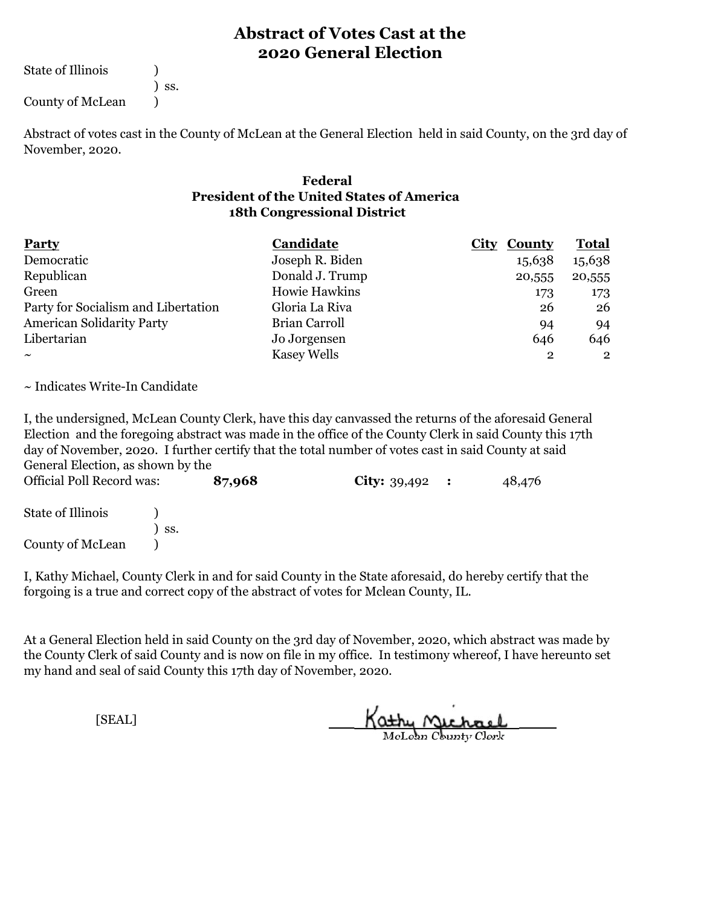# Abstract of Votes Cast at the 2020 General Election

State of Illinois )
) ss.
County of McLean )

Abstract of votes cast in the County of McLean at the General Election held in said County, on the 3rd day of November, 2020.

### Federal
### President of the United States of America
### 18th Congressional District

| Party | Candidate | City | County | Total |
|---|---|---|---|---|
| Democratic | Joseph R. Biden | | 15,638 | 15,638 |
| Republican | Donald J. Trump | | 20,555 | 20,555 |
| Green | Howie Hawkins | | 173 | 173 |
| Party for Socialism and Libertation | Gloria La Riva | | 26 | 26 |
| American Solidarity Party | Brian Carroll | | 94 | 94 |
| Libertarian | Jo Jorgensen | | 646 | 646 |
| ~ | Kasey Wells | | 2 | 2 |

~ Indicates Write-In Candidate

I, the undersigned, McLean County Clerk, have this day canvassed the returns of the aforesaid General Election and the foregoing abstract was made in the office of the County Clerk in said County this 17th day of November, 2020. I further certify that the total number of votes cast in said County at said General Election, as shown by the Official Poll Record was: **87,968** **City:** 39,492 **:** 48,476

State of Illinois )
) ss.
County of McLean )

I, Kathy Michael, County Clerk in and for said County in the State aforesaid, do hereby certify that the forgoing is a true and correct copy of the abstract of votes for Mclean County, IL.

At a General Election held in said County on the 3rd day of November, 2020, which abstract was made by the County Clerk of said County and is now on file in my office. In testimony whereof, I have hereunto set my hand and seal of said County this 17th day of November, 2020.

[SEAL]

Kathy Michael
McLean County Clerk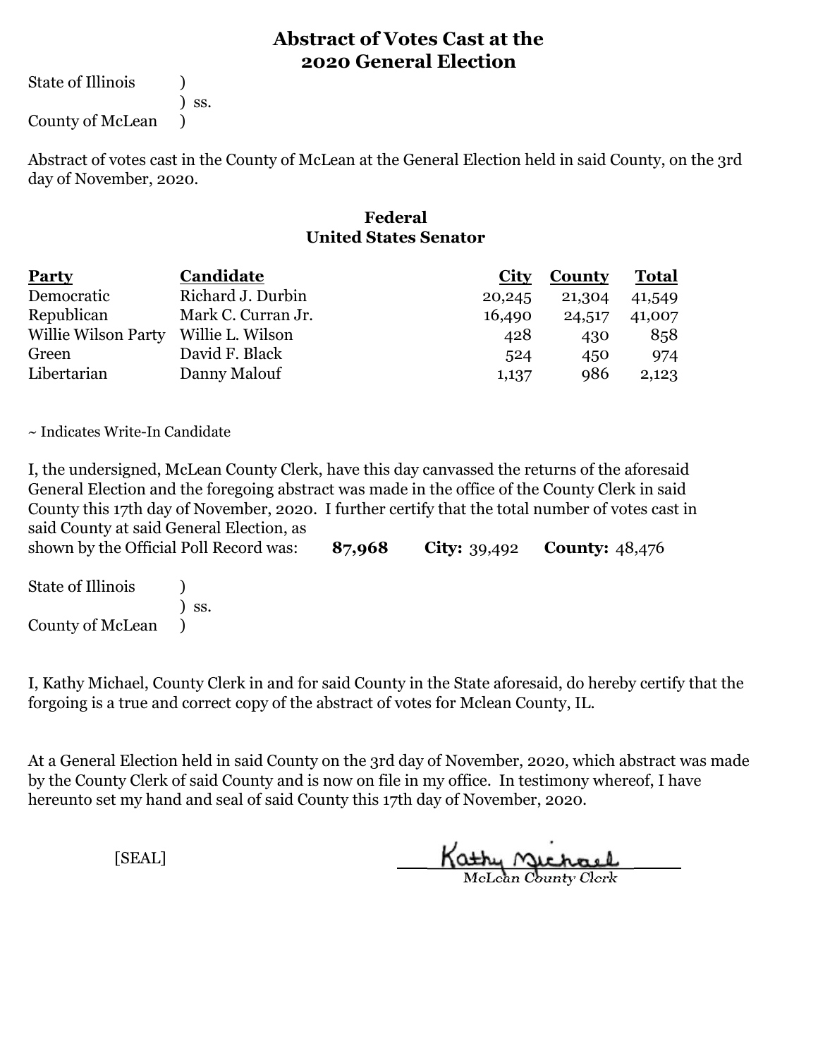# Abstract of Votes Cast at the 2020 General Election

State of Illinois )
) ss.
County of McLean )

Abstract of votes cast in the County of McLean at the General Election held in said County, on the 3rd day of November, 2020.

## Federal
### United States Senator

| Party | Candidate | City | County | Total |
|---|---|---|---|---|
| Democratic | Richard J. Durbin | 20,245 | 21,304 | 41,549 |
| Republican | Mark C. Curran Jr. | 16,490 | 24,517 | 41,007 |
| Willie Wilson Party | Willie L. Wilson | 428 | 430 | 858 |
| Green | David F. Black | 524 | 450 | 974 |
| Libertarian | Danny Malouf | 1,137 | 986 | 2,123 |

~ Indicates Write-In Candidate

I, the undersigned, McLean County Clerk, have this day canvassed the returns of the aforesaid General Election and the foregoing abstract was made in the office of the County Clerk in said County this 17th day of November, 2020. I further certify that the total number of votes cast in said County at said General Election, as shown by the Official Poll Record was: **87,968** **City:** 39,492 **County:** 48,476

State of Illinois )
) ss.
County of McLean )

I, Kathy Michael, County Clerk in and for said County in the State aforesaid, do hereby certify that the forgoing is a true and correct copy of the abstract of votes for Mclean County, IL.

At a General Election held in said County on the 3rd day of November, 2020, which abstract was made by the County Clerk of said County and is now on file in my office. In testimony whereof, I have hereunto set my hand and seal of said County this 17th day of November, 2020.

[SEAL]

Kathy Michael
McLean County Clerk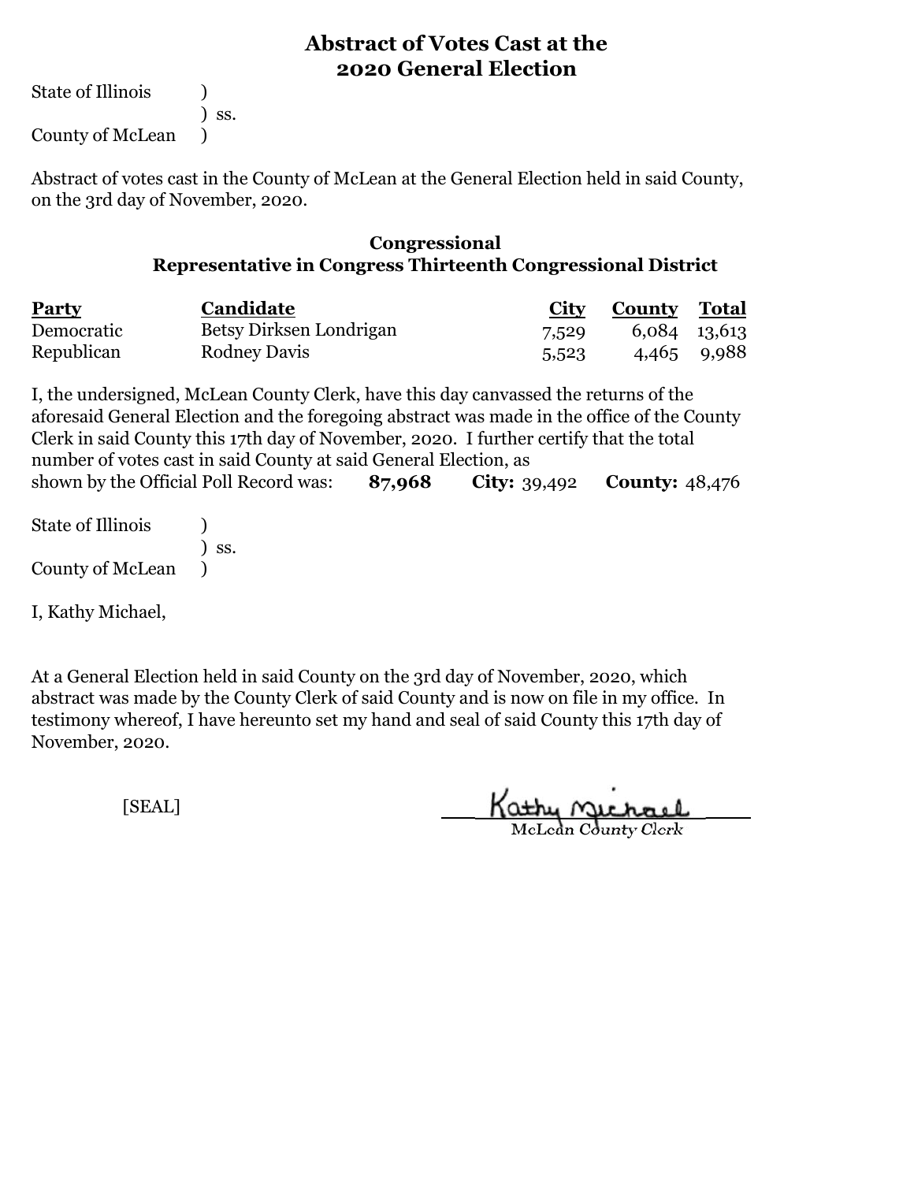# Abstract of Votes Cast at the 2020 General Election

State of Illinois )
) ss.
County of McLean )

Abstract of votes cast in the County of McLean at the General Election held in said County, on the 3rd day of November, 2020.

## Congressional
### Representative in Congress Thirteenth Congressional District

| Party | Candidate | City | County | Total |
|---|---|---|---|---|
| Democratic | Betsy Dirksen Londrigan | 7,529 | 6,084 | 13,613 |
| Republican | Rodney Davis | 5,523 | 4,465 | 9,988 |

I, the undersigned, McLean County Clerk, have this day canvassed the returns of the aforesaid General Election and the foregoing abstract was made in the office of the County Clerk in said County this 17th day of November, 2020. I further certify that the total number of votes cast in said County at said General Election, as shown by the Official Poll Record was: **87,968** **City:** 39,492 **County:** 48,476

State of Illinois )
) ss.
County of McLean )

I, Kathy Michael,

At a General Election held in said County on the 3rd day of November, 2020, which abstract was made by the County Clerk of said County and is now on file in my office. In testimony whereof, I have hereunto set my hand and seal of said County this 17th day of November, 2020.

[SEAL]

Kathy Michael
McLean County Clerk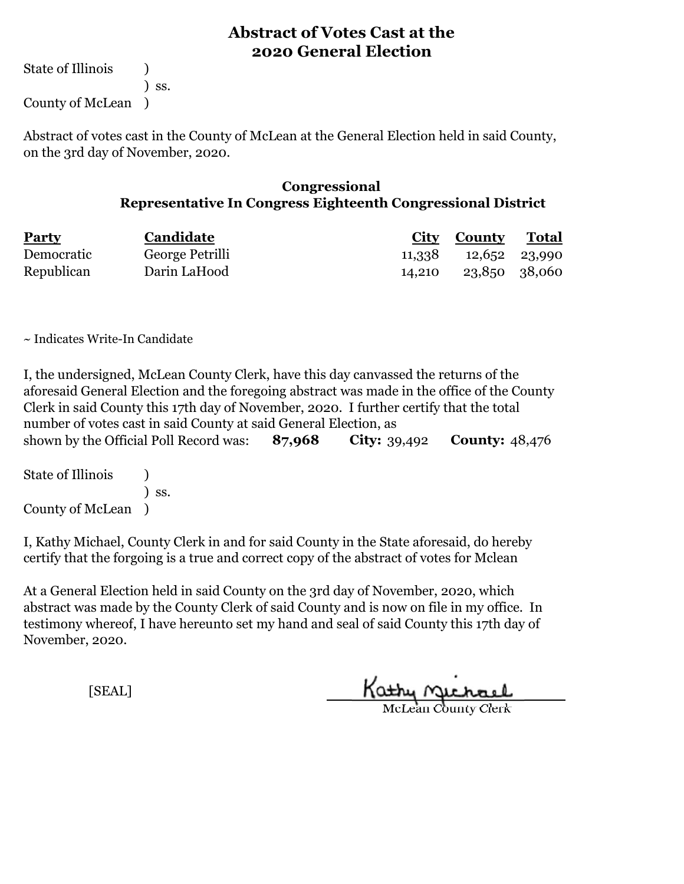# Abstract of Votes Cast at the 2020 General Election

State of Illinois )
) ss.
County of McLean )

Abstract of votes cast in the County of McLean at the General Election held in said County, on the 3rd day of November, 2020.

## Congressional
### Representative In Congress Eighteenth Congressional District

| Party | Candidate | City | County | Total |
|---|---|---|---|---|
| Democratic | George Petrilli | 11,338 | 12,652 | 23,990 |
| Republican | Darin LaHood | 14,210 | 23,850 | 38,060 |

~ Indicates Write-In Candidate

I, the undersigned, McLean County Clerk, have this day canvassed the returns of the aforesaid General Election and the foregoing abstract was made in the office of the County Clerk in said County this 17th day of November, 2020. I further certify that the total number of votes cast in said County at said General Election, as shown by the Official Poll Record was: **87,968** **City:** 39,492 **County:** 48,476

State of Illinois )
) ss.
County of McLean )

I, Kathy Michael, County Clerk in and for said County in the State aforesaid, do hereby certify that the forgoing is a true and correct copy of the abstract of votes for Mclean

At a General Election held in said County on the 3rd day of November, 2020, which abstract was made by the County Clerk of said County and is now on file in my office. In testimony whereof, I have hereunto set my hand and seal of said County this 17th day of November, 2020.

[SEAL]

Kathy Michael
McLean County Clerk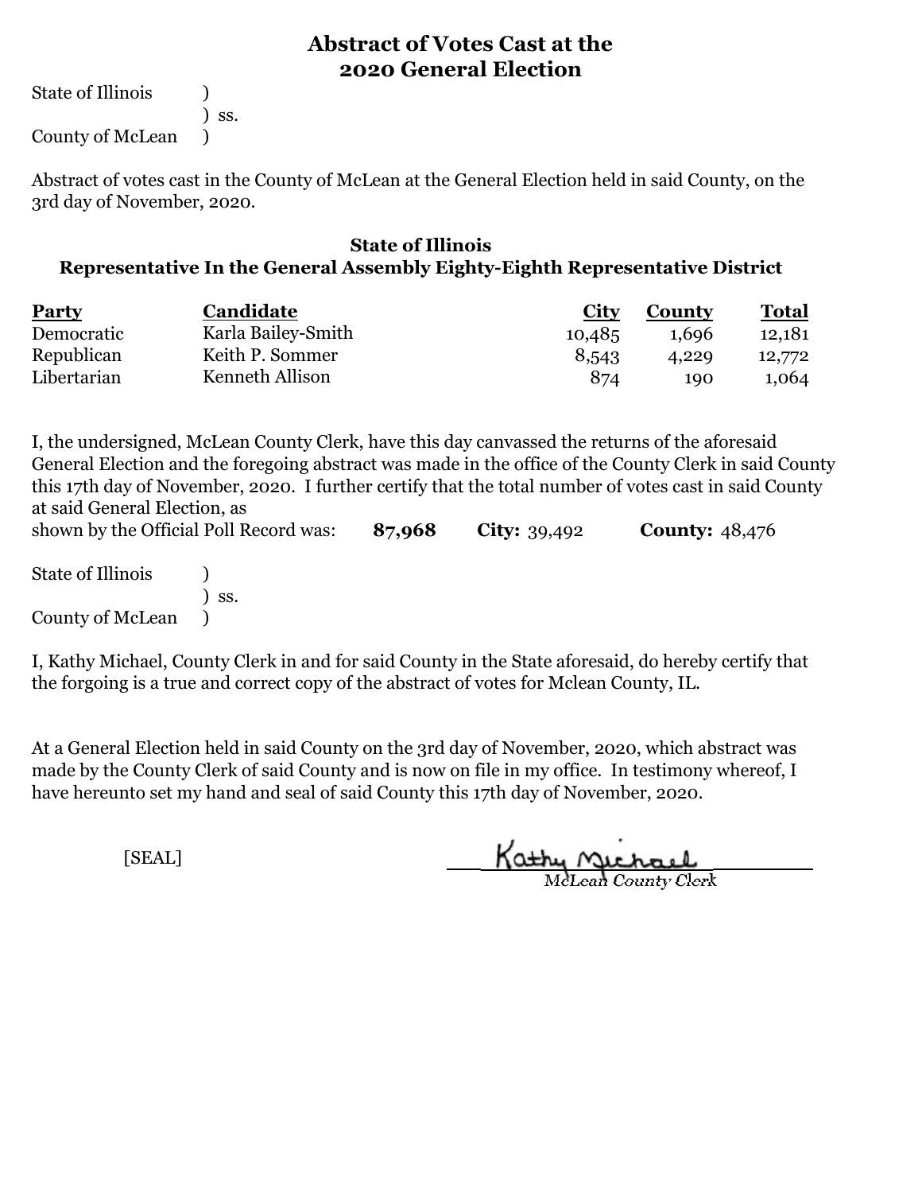# Abstract of Votes Cast at the 2020 General Election

State of Illinois )
) ss.
County of McLean )

Abstract of votes cast in the County of McLean at the General Election held in said County, on the 3rd day of November, 2020.

## State of Illinois
## Representative In the General Assembly Eighty-Eighth Representative District

| Party | Candidate | City | County | Total |
|---|---|---:|---:|---:|
| Democratic | Karla Bailey-Smith | 10,485 | 1,696 | 12,181 |
| Republican | Keith P. Sommer | 8,543 | 4,229 | 12,772 |
| Libertarian | Kenneth Allison | 874 | 190 | 1,064 |

I, the undersigned, McLean County Clerk, have this day canvassed the returns of the aforesaid General Election and the foregoing abstract was made in the office of the County Clerk in said County this 17th day of November, 2020. I further certify that the total number of votes cast in said County at said General Election, as shown by the Official Poll Record was: **87,968** **City:** 39,492 **County:** 48,476

State of Illinois )
) ss.
County of McLean )

I, Kathy Michael, County Clerk in and for said County in the State aforesaid, do hereby certify that the forgoing is a true and correct copy of the abstract of votes for Mclean County, IL.

At a General Election held in said County on the 3rd day of November, 2020, which abstract was made by the County Clerk of said County and is now on file in my office. In testimony whereof, I have hereunto set my hand and seal of said County this 17th day of November, 2020.

[SEAL]

Kathy Michael
*McLean County Clerk*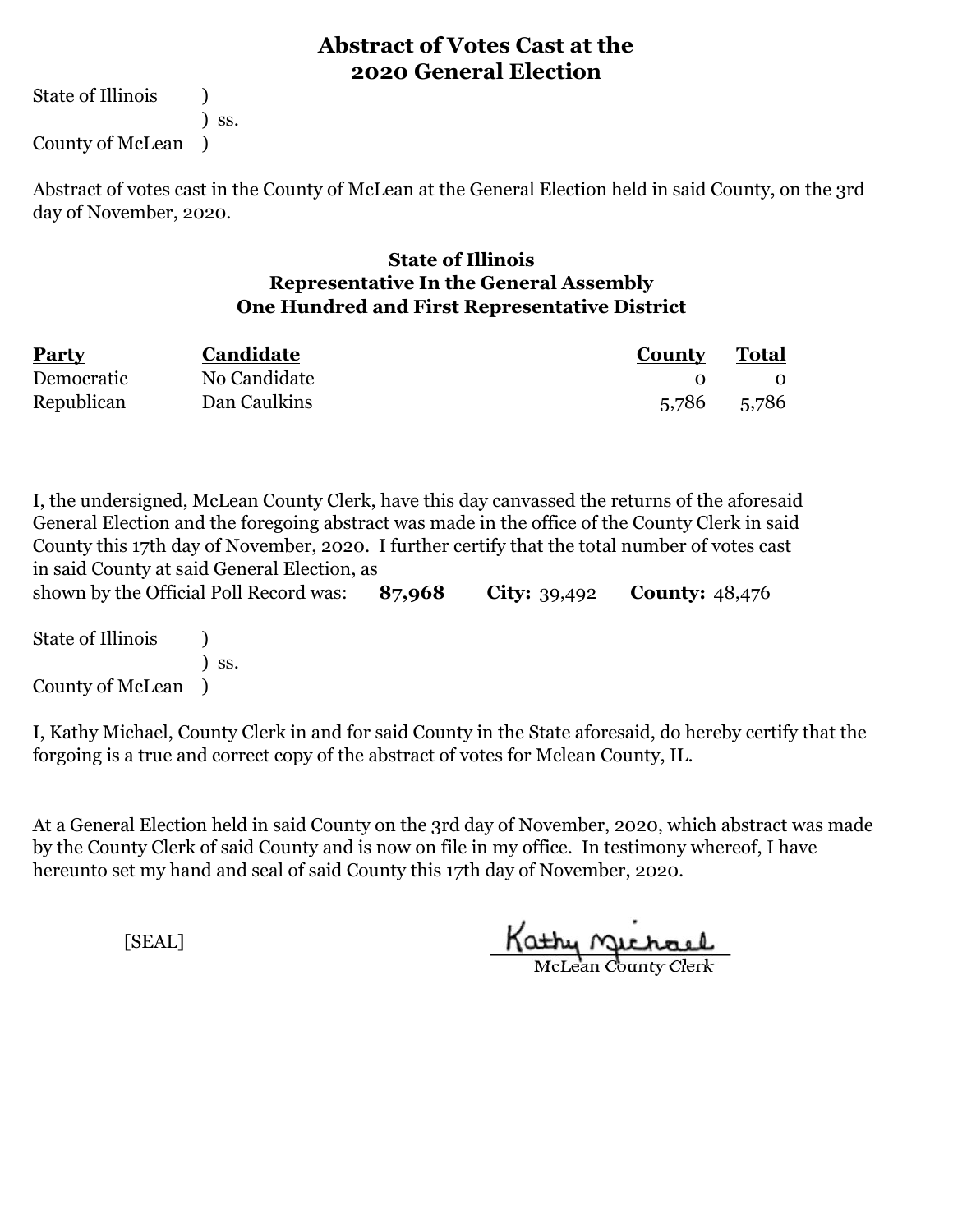# Abstract of Votes Cast at the 2020 General Election

State of Illinois )
) ss.
County of McLean )

Abstract of votes cast in the County of McLean at the General Election held in said County, on the 3rd day of November, 2020.

## State of Illinois
## Representative In the General Assembly
## One Hundred and First Representative District

| Party | Candidate | County | Total |
|---|---|---|---|
| Democratic | No Candidate | 0 | 0 |
| Republican | Dan Caulkins | 5,786 | 5,786 |

I, the undersigned, McLean County Clerk, have this day canvassed the returns of the aforesaid General Election and the foregoing abstract was made in the office of the County Clerk in said County this 17th day of November, 2020. I further certify that the total number of votes cast in said County at said General Election, as shown by the Official Poll Record was: **87,968** **City:** 39,492 **County:** 48,476

State of Illinois )
) ss.
County of McLean )

I, Kathy Michael, County Clerk in and for said County in the State aforesaid, do hereby certify that the forgoing is a true and correct copy of the abstract of votes for Mclean County, IL.

At a General Election held in said County on the 3rd day of November, 2020, which abstract was made by the County Clerk of said County and is now on file in my office. In testimony whereof, I have hereunto set my hand and seal of said County this 17th day of November, 2020.

[SEAL]

Kathy Michael
McLean County Clerk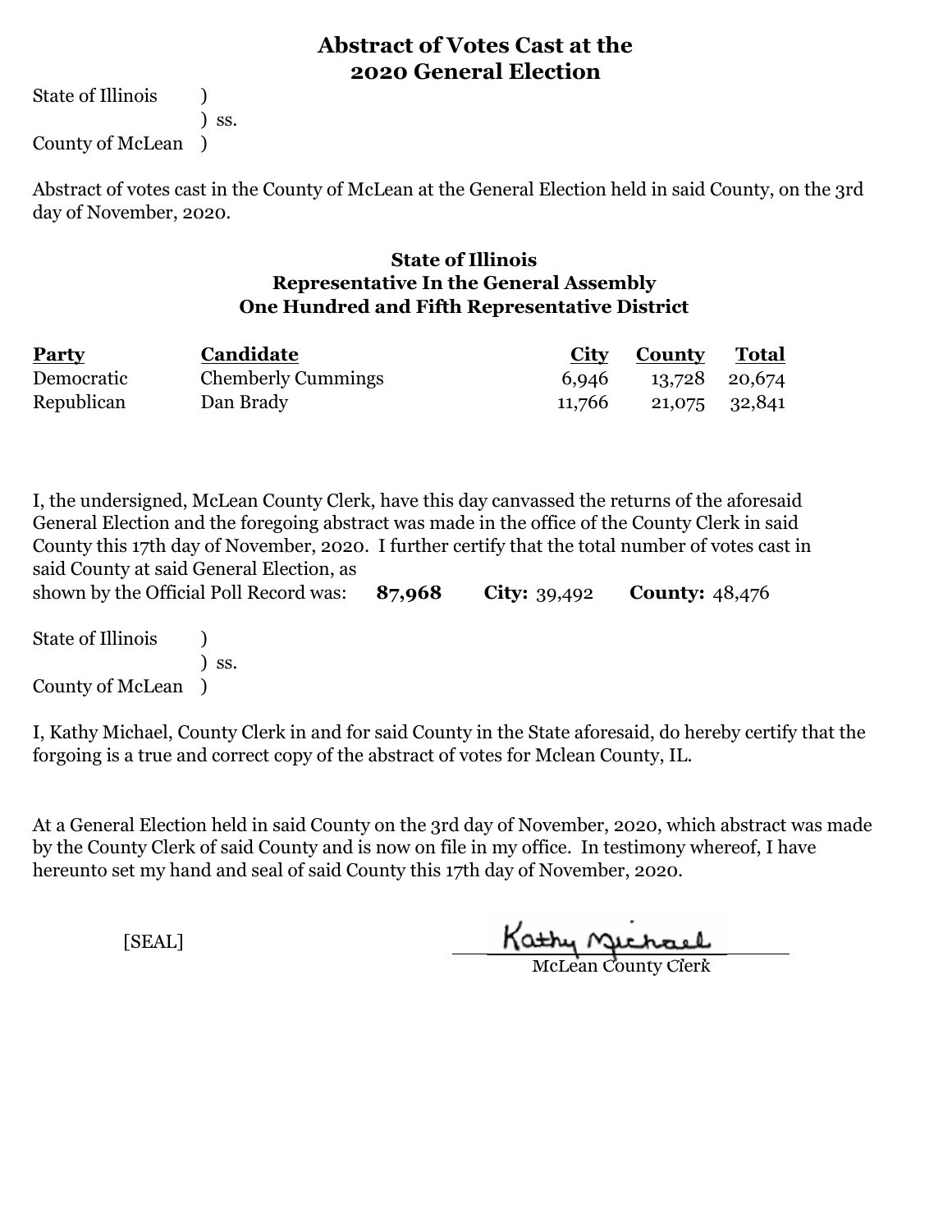# Abstract of Votes Cast at the 2020 General Election

State of Illinois )
) ss.
County of McLean )

Abstract of votes cast in the County of McLean at the General Election held in said County, on the 3rd day of November, 2020.

### State of Illinois
### Representative In the General Assembly
### One Hundred and Fifth Representative District

| Party | Candidate | City | County | Total |
|---|---|---|---|---|
| Democratic | Chemberly Cummings | 6,946 | 13,728 | 20,674 |
| Republican | Dan Brady | 11,766 | 21,075 | 32,841 |

I, the undersigned, McLean County Clerk, have this day canvassed the returns of the aforesaid General Election and the foregoing abstract was made in the office of the County Clerk in said County this 17th day of November, 2020. I further certify that the total number of votes cast in said County at said General Election, as shown by the Official Poll Record was: **87,968** **City:** 39,492 **County:** 48,476

State of Illinois )
) ss.
County of McLean )

I, Kathy Michael, County Clerk in and for said County in the State aforesaid, do hereby certify that the forgoing is a true and correct copy of the abstract of votes for Mclean County, IL.

At a General Election held in said County on the 3rd day of November, 2020, which abstract was made by the County Clerk of said County and is now on file in my office. In testimony whereof, I have hereunto set my hand and seal of said County this 17th day of November, 2020.

[SEAL]

Kathy Michael
McLean County Clerk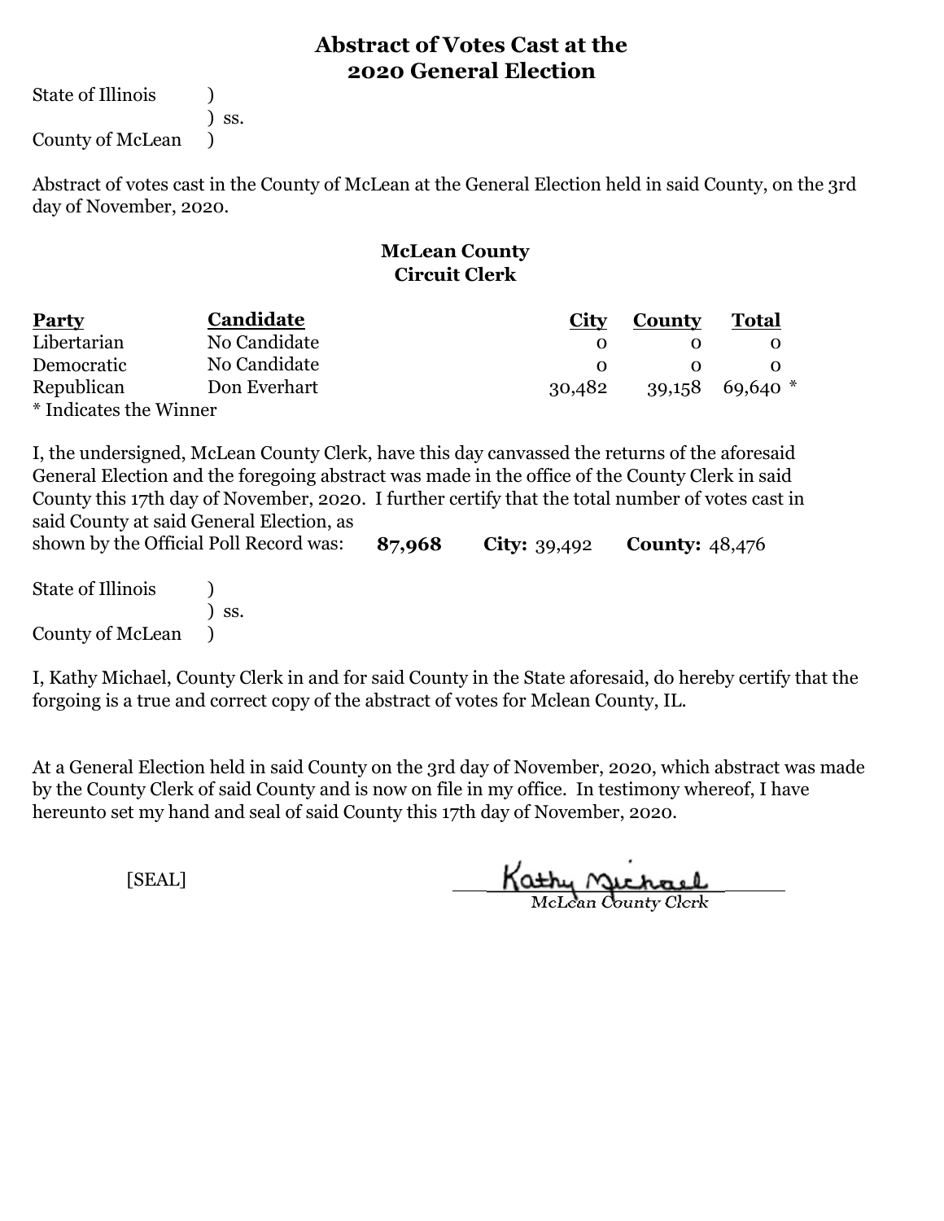# Abstract of Votes Cast at the 2020 General Election

State of Illinois )
) ss.
County of McLean )

Abstract of votes cast in the County of McLean at the General Election held in said County, on the 3rd day of November, 2020.

## McLean County
## Circuit Clerk

| Party | Candidate | City | County | Total |
|---|---|---|---|---|
| Libertarian | No Candidate | 0 | 0 | 0 |
| Democratic | No Candidate | 0 | 0 | 0 |
| Republican | Don Everhart | 30,482 | 39,158 | 69,640 * |

* Indicates the Winner

I, the undersigned, McLean County Clerk, have this day canvassed the returns of the aforesaid General Election and the foregoing abstract was made in the office of the County Clerk in said County this 17th day of November, 2020. I further certify that the total number of votes cast in said County at said General Election, as shown by the Official Poll Record was: **87,968** **City:** 39,492 **County:** 48,476

State of Illinois )
) ss.
County of McLean )

I, Kathy Michael, County Clerk in and for said County in the State aforesaid, do hereby certify that the forgoing is a true and correct copy of the abstract of votes for Mclean County, IL.

At a General Election held in said County on the 3rd day of November, 2020, which abstract was made by the County Clerk of said County and is now on file in my office. In testimony whereof, I have hereunto set my hand and seal of said County this 17th day of November, 2020.

[SEAL]

Kathy Michael
McLean County Clerk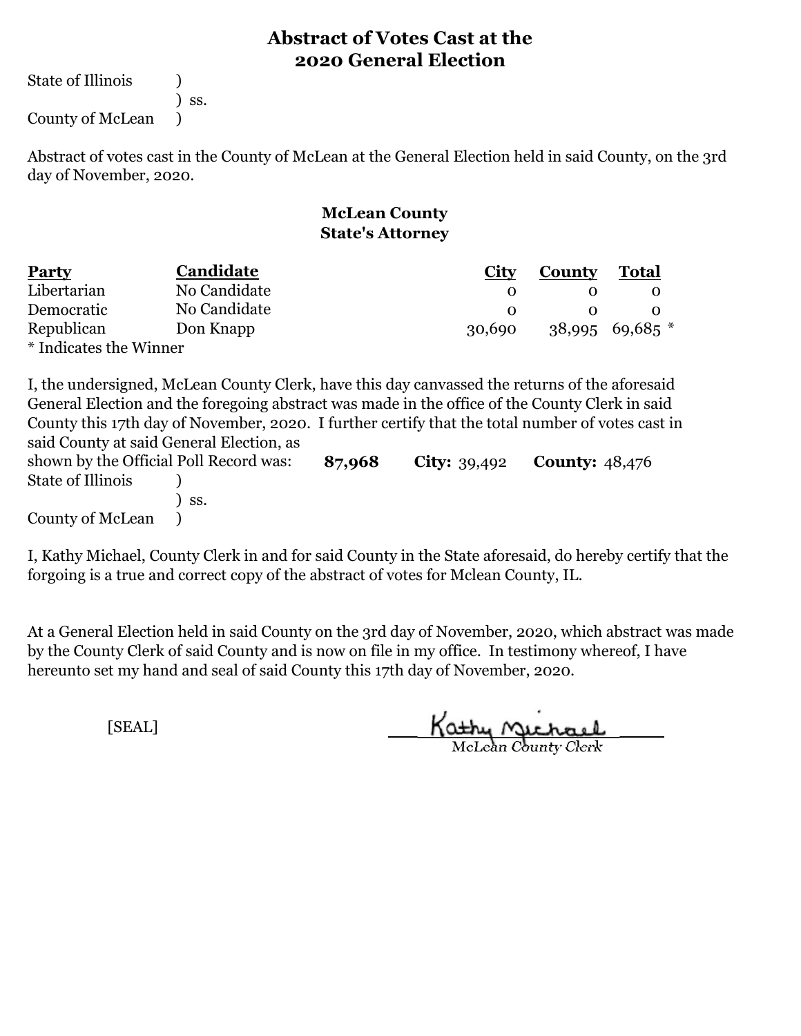# Abstract of Votes Cast at the 2020 General Election

State of Illinois )
) ss.
County of McLean )

Abstract of votes cast in the County of McLean at the General Election held in said County, on the 3rd day of November, 2020.

## McLean County State's Attorney

| Party | Candidate | City | County | Total |
|---|---|---|---|---|
| Libertarian | No Candidate | 0 | 0 | 0 |
| Democratic | No Candidate | 0 | 0 | 0 |
| Republican | Don Knapp | 30,690 | 38,995 | 69,685 * |

* Indicates the Winner

I, the undersigned, McLean County Clerk, have this day canvassed the returns of the aforesaid General Election and the foregoing abstract was made in the office of the County Clerk in said County this 17th day of November, 2020. I further certify that the total number of votes cast in said County at said General Election, as shown by the Official Poll Record was: **87,968** **City:** 39,492 **County:** 48,476

State of Illinois )
) ss.
County of McLean )

I, Kathy Michael, County Clerk in and for said County in the State aforesaid, do hereby certify that the forgoing is a true and correct copy of the abstract of votes for Mclean County, IL.

At a General Election held in said County on the 3rd day of November, 2020, which abstract was made by the County Clerk of said County and is now on file in my office. In testimony whereof, I have hereunto set my hand and seal of said County this 17th day of November, 2020.

[SEAL]

Kathy Michael
McLean County Clerk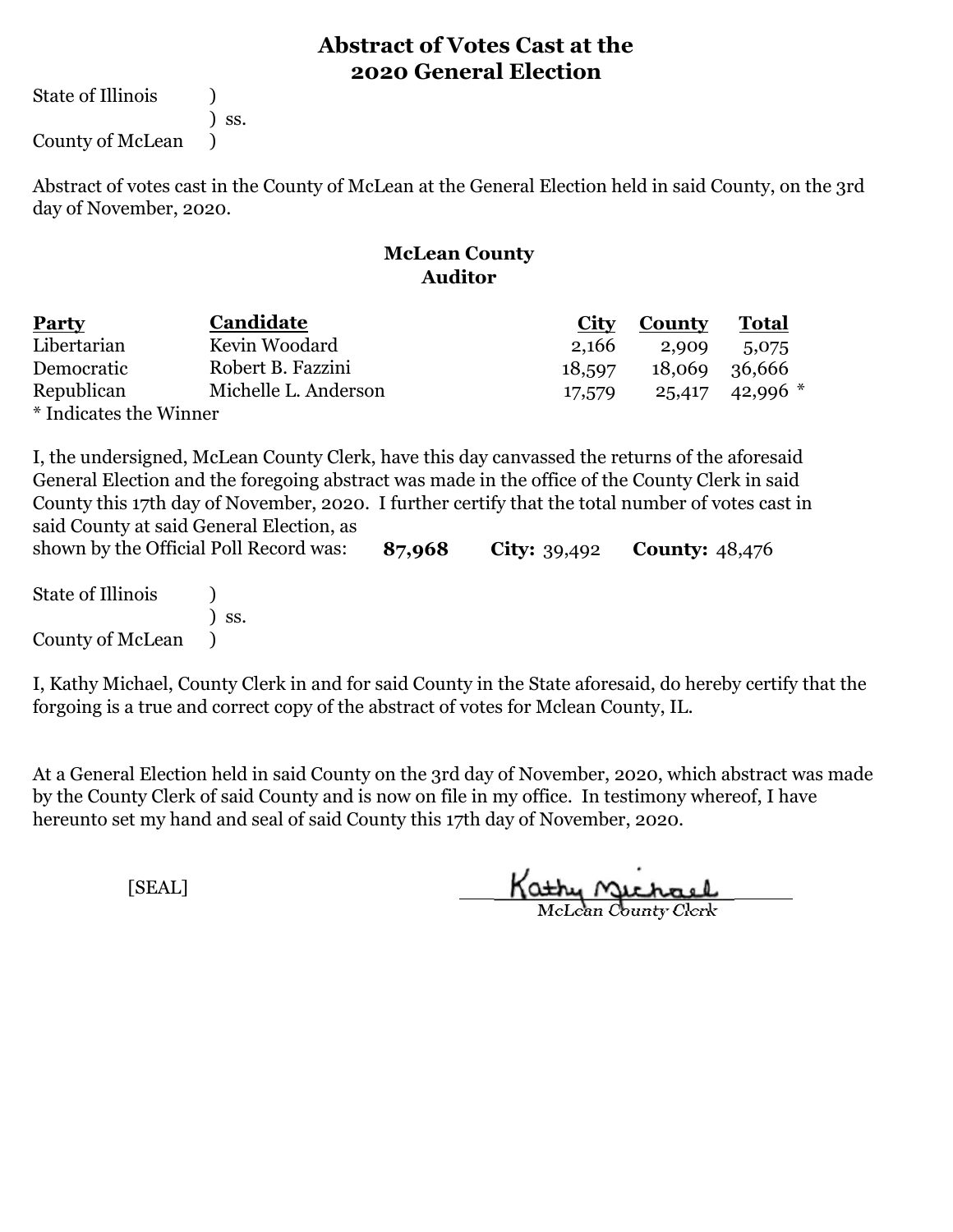# Abstract of Votes Cast at the 2020 General Election

State of Illinois )
) ss.
County of McLean )

Abstract of votes cast in the County of McLean at the General Election held in said County, on the 3rd day of November, 2020.

## McLean County
## Auditor

| Party | Candidate | City | County | Total |
|---|---|---|---|---|
| Libertarian | Kevin Woodard | 2,166 | 2,909 | 5,075 |
| Democratic | Robert B. Fazzini | 18,597 | 18,069 | 36,666 |
| Republican | Michelle L. Anderson | 17,579 | 25,417 | 42,996 * |

* Indicates the Winner

I, the undersigned, McLean County Clerk, have this day canvassed the returns of the aforesaid General Election and the foregoing abstract was made in the office of the County Clerk in said County this 17th day of November, 2020. I further certify that the total number of votes cast in said County at said General Election, as shown by the Official Poll Record was: **87,968** **City:** 39,492 **County:** 48,476

State of Illinois )
) ss.
County of McLean )

I, Kathy Michael, County Clerk in and for said County in the State aforesaid, do hereby certify that the forgoing is a true and correct copy of the abstract of votes for Mclean County, IL.

At a General Election held in said County on the 3rd day of November, 2020, which abstract was made by the County Clerk of said County and is now on file in my office. In testimony whereof, I have hereunto set my hand and seal of said County this 17th day of November, 2020.

[SEAL]

Kathy Michael
McLean County Clerk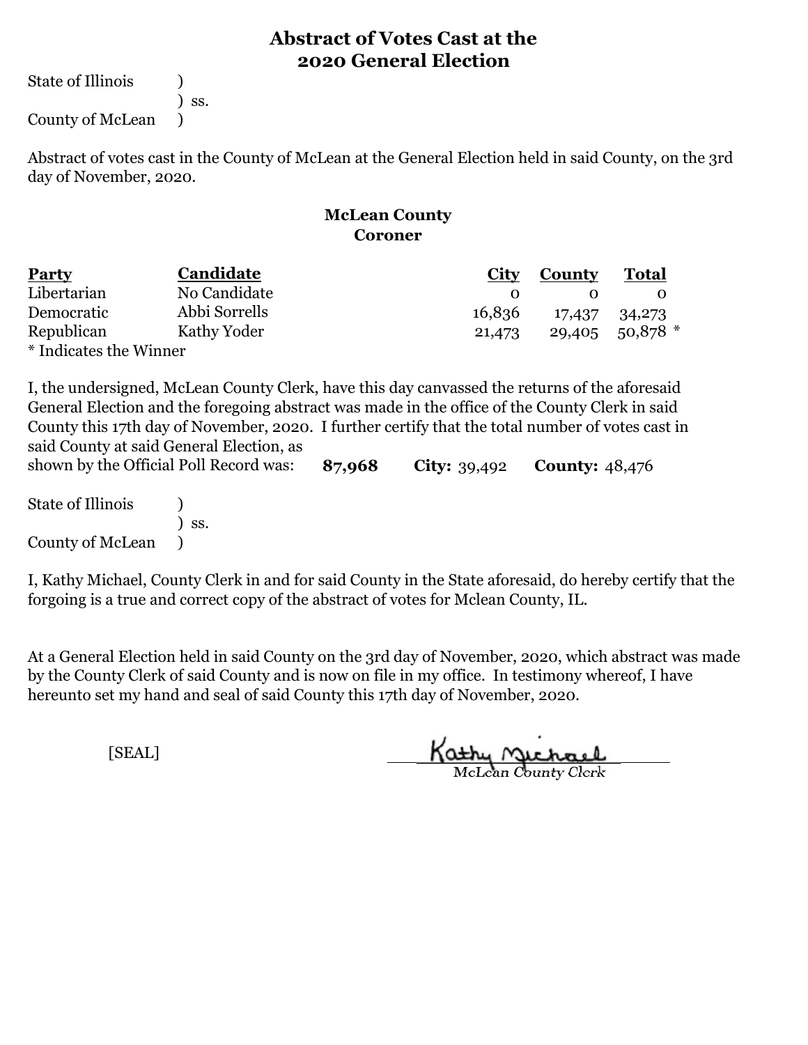# Abstract of Votes Cast at the 2020 General Election

State of Illinois )
) ss.
County of McLean )

Abstract of votes cast in the County of McLean at the General Election held in said County, on the 3rd day of November, 2020.

## McLean County
## Coroner

| Party | Candidate | City | County | Total |
|---|---|---|---|---|
| Libertarian | No Candidate | 0 | 0 | 0 |
| Democratic | Abbi Sorrells | 16,836 | 17,437 | 34,273 |
| Republican | Kathy Yoder | 21,473 | 29,405 | 50,878 * |

* Indicates the Winner

I, the undersigned, McLean County Clerk, have this day canvassed the returns of the aforesaid General Election and the foregoing abstract was made in the office of the County Clerk in said County this 17th day of November, 2020. I further certify that the total number of votes cast in said County at said General Election, as shown by the Official Poll Record was: **87,968** **City:** 39,492 **County:** 48,476

State of Illinois )
) ss.
County of McLean )

I, Kathy Michael, County Clerk in and for said County in the State aforesaid, do hereby certify that the forgoing is a true and correct copy of the abstract of votes for Mclean County, IL.

At a General Election held in said County on the 3rd day of November, 2020, which abstract was made by the County Clerk of said County and is now on file in my office. In testimony whereof, I have hereunto set my hand and seal of said County this 17th day of November, 2020.

[SEAL]

Kathy Michael
McLean County Clerk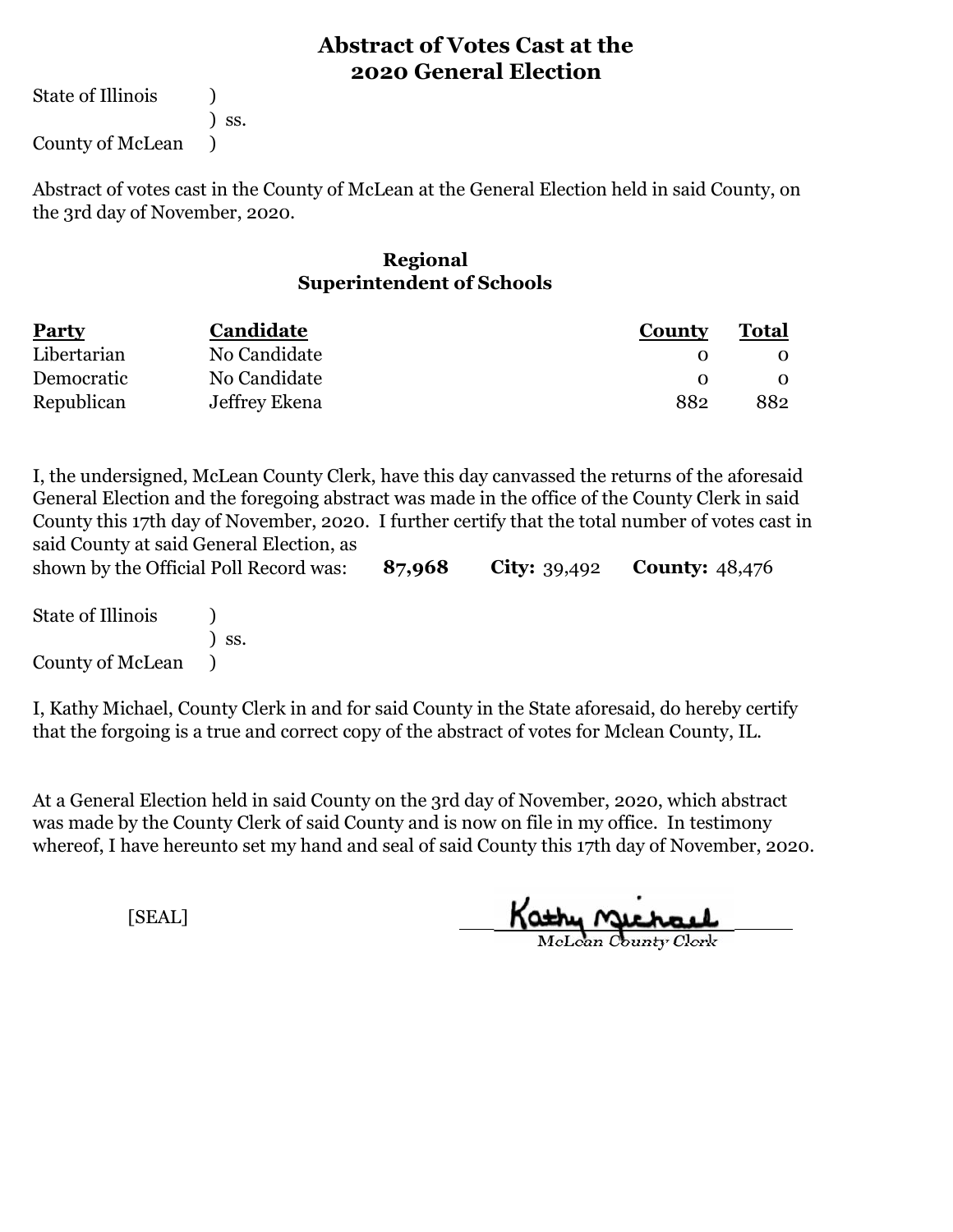# Abstract of Votes Cast at the 2020 General Election

State of Illinois )
) ss.
County of McLean )

Abstract of votes cast in the County of McLean at the General Election held in said County, on the 3rd day of November, 2020.

## Regional Superintendent of Schools

| Party | Candidate | County | Total |
|---|---|---|---|
| Libertarian | No Candidate | 0 | 0 |
| Democratic | No Candidate | 0 | 0 |
| Republican | Jeffrey Ekena | 882 | 882 |

I, the undersigned, McLean County Clerk, have this day canvassed the returns of the aforesaid General Election and the foregoing abstract was made in the office of the County Clerk in said County this 17th day of November, 2020. I further certify that the total number of votes cast in said County at said General Election, as shown by the Official Poll Record was: **87,968** **City:** 39,492 **County:** 48,476

State of Illinois )
) ss.
County of McLean )

I, Kathy Michael, County Clerk in and for said County in the State aforesaid, do hereby certify that the forgoing is a true and correct copy of the abstract of votes for Mclean County, IL.

At a General Election held in said County on the 3rd day of November, 2020, which abstract was made by the County Clerk of said County and is now on file in my office. In testimony whereof, I have hereunto set my hand and seal of said County this 17th day of November, 2020.

[SEAL]

Kathy Michael
McLean County Clerk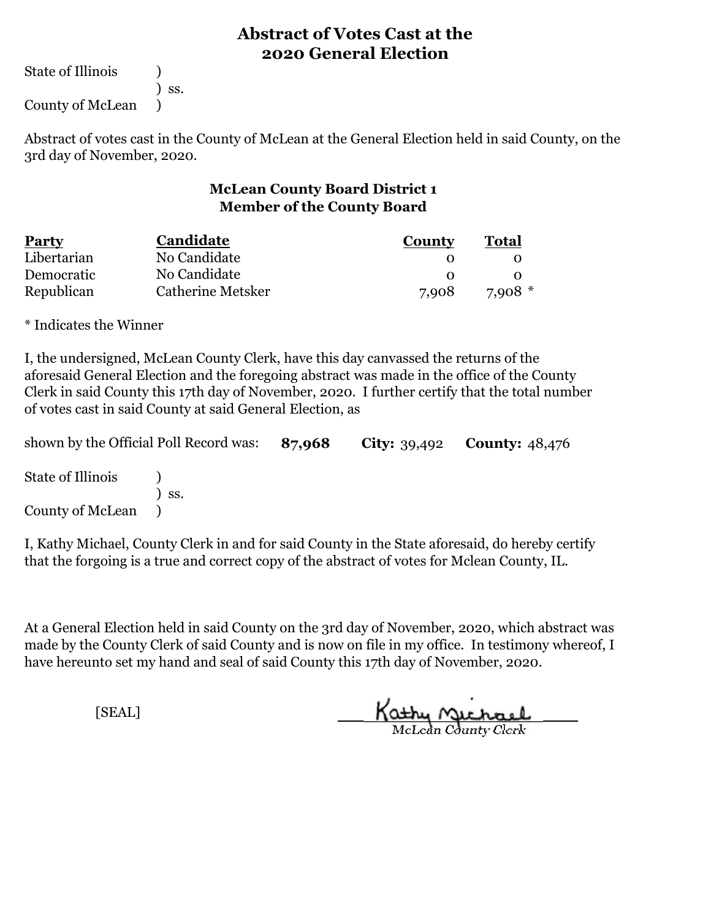# Abstract of Votes Cast at the 2020 General Election

State of Illinois )
) ss.
County of McLean )

Abstract of votes cast in the County of McLean at the General Election held in said County, on the 3rd day of November, 2020.

## McLean County Board District 1
## Member of the County Board

| Party | Candidate | County | Total |
|---|---|---|---|
| Libertarian | No Candidate | 0 | 0 |
| Democratic | No Candidate | 0 | 0 |
| Republican | Catherine Metsker | 7,908 | 7,908 * |

* Indicates the Winner

I, the undersigned, McLean County Clerk, have this day canvassed the returns of the aforesaid General Election and the foregoing abstract was made in the office of the County Clerk in said County this 17th day of November, 2020. I further certify that the total number of votes cast in said County at said General Election, as

shown by the Official Poll Record was: **87,968** **City:** 39,492 **County:** 48,476

State of Illinois )
) ss.
County of McLean )

I, Kathy Michael, County Clerk in and for said County in the State aforesaid, do hereby certify that the forgoing is a true and correct copy of the abstract of votes for Mclean County, IL.

At a General Election held in said County on the 3rd day of November, 2020, which abstract was made by the County Clerk of said County and is now on file in my office. In testimony whereof, I have hereunto set my hand and seal of said County this 17th day of November, 2020.

[SEAL]

Kathy Michael
McLean County Clerk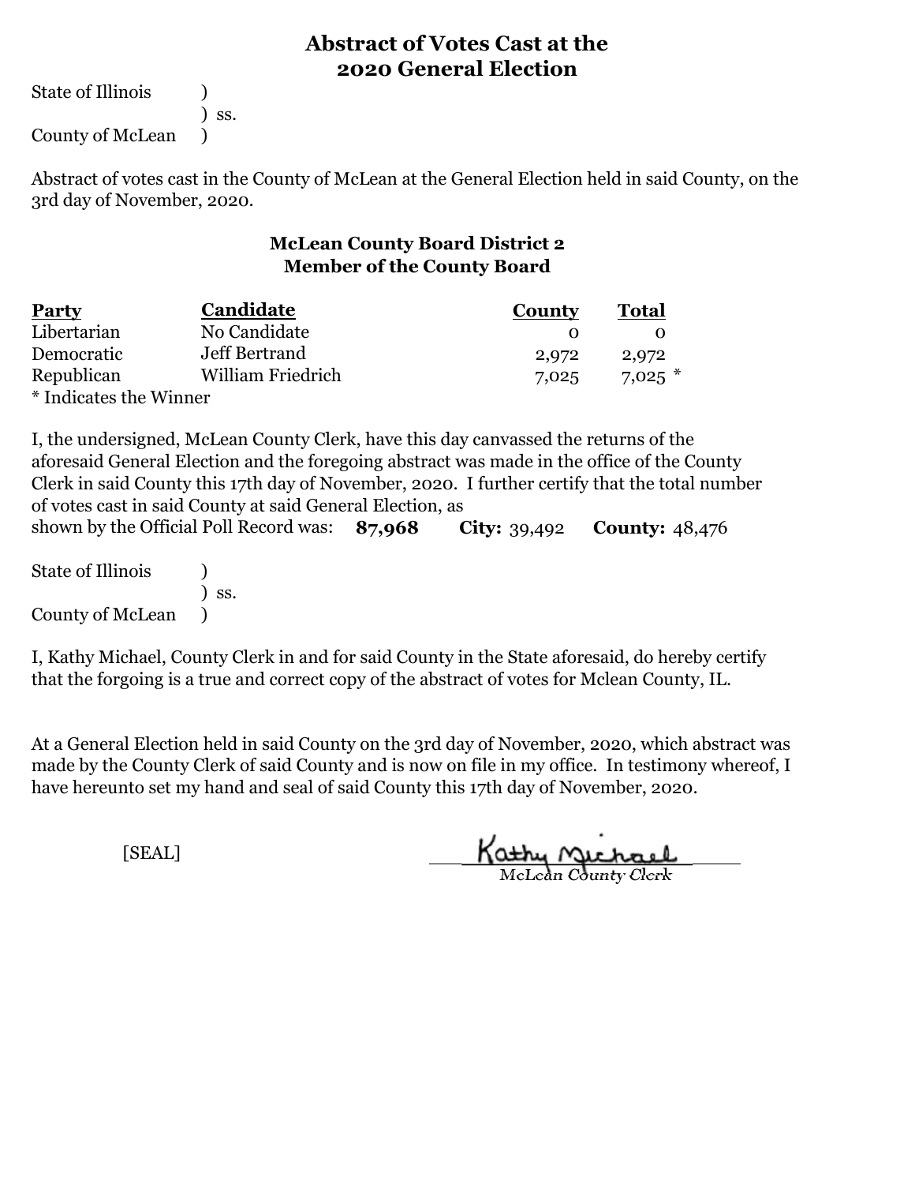# Abstract of Votes Cast at the 2020 General Election

State of Illinois )
) ss.
County of McLean )

Abstract of votes cast in the County of McLean at the General Election held in said County, on the 3rd day of November, 2020.

## McLean County Board District 2
## Member of the County Board

| Party | Candidate | County | Total |
|---|---|---|---|
| Libertarian | No Candidate | 0 | 0 |
| Democratic | Jeff Bertrand | 2,972 | 2,972 |
| Republican | William Friedrich | 7,025 | 7,025 * |

* Indicates the Winner

I, the undersigned, McLean County Clerk, have this day canvassed the returns of the aforesaid General Election and the foregoing abstract was made in the office of the County Clerk in said County this 17th day of November, 2020. I further certify that the total number of votes cast in said County at said General Election, as shown by the Official Poll Record was: **87,968** **City:** 39,492 **County:** 48,476

State of Illinois )
) ss.
County of McLean )

I, Kathy Michael, County Clerk in and for said County in the State aforesaid, do hereby certify that the forgoing is a true and correct copy of the abstract of votes for Mclean County, IL.

At a General Election held in said County on the 3rd day of November, 2020, which abstract was made by the County Clerk of said County and is now on file in my office. In testimony whereof, I have hereunto set my hand and seal of said County this 17th day of November, 2020.

[SEAL]

Kathy Michael
McLean County Clerk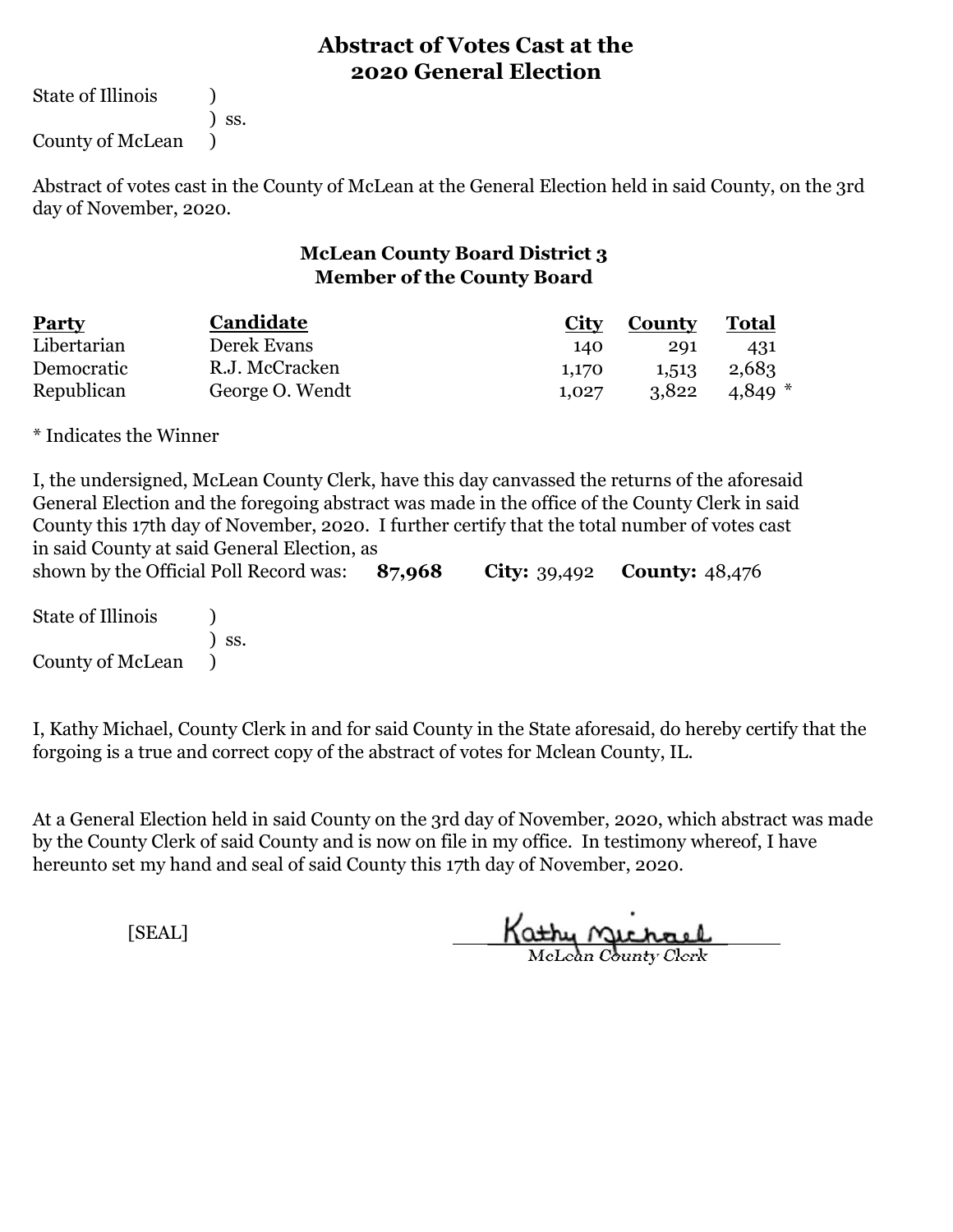# Abstract of Votes Cast at the 2020 General Election

State of Illinois )
) ss.
County of McLean )

Abstract of votes cast in the County of McLean at the General Election held in said County, on the 3rd day of November, 2020.

## McLean County Board District 3
## Member of the County Board

| Party | Candidate | City | County | Total |
|---|---|---|---|---|
| Libertarian | Derek Evans | 140 | 291 | 431 |
| Democratic | R.J. McCracken | 1,170 | 1,513 | 2,683 |
| Republican | George O. Wendt | 1,027 | 3,822 | 4,849 * |

* Indicates the Winner

I, the undersigned, McLean County Clerk, have this day canvassed the returns of the aforesaid General Election and the foregoing abstract was made in the office of the County Clerk in said County this 17th day of November, 2020. I further certify that the total number of votes cast in said County at said General Election, as shown by the Official Poll Record was: **87,968** **City:** 39,492 **County:** 48,476

State of Illinois )
) ss.
County of McLean )

I, Kathy Michael, County Clerk in and for said County in the State aforesaid, do hereby certify that the forgoing is a true and correct copy of the abstract of votes for Mclean County, IL.

At a General Election held in said County on the 3rd day of November, 2020, which abstract was made by the County Clerk of said County and is now on file in my office. In testimony whereof, I have hereunto set my hand and seal of said County this 17th day of November, 2020.

[SEAL]

Kathy Michael
McLean County Clerk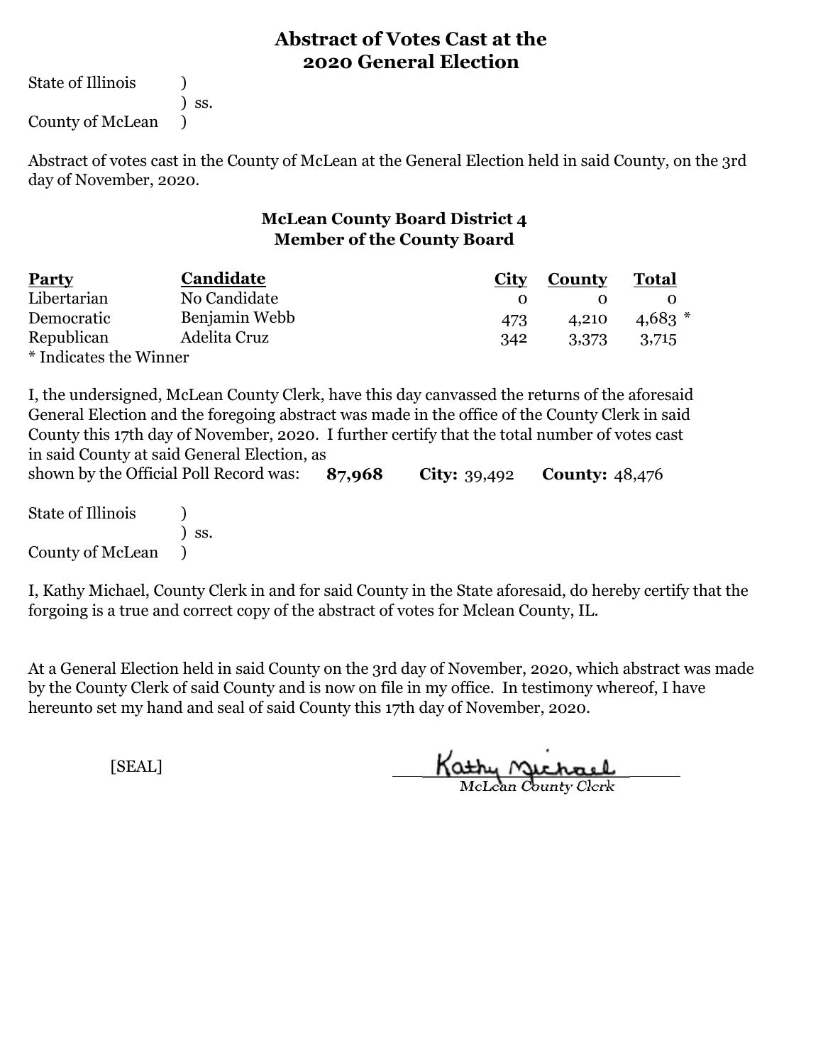# Abstract of Votes Cast at the 2020 General Election

State of Illinois )
) ss.
County of McLean )

Abstract of votes cast in the County of McLean at the General Election held in said County, on the 3rd day of November, 2020.

## McLean County Board District 4
## Member of the County Board

| Party | Candidate | City | County | Total |
|---|---|---|---|---|
| Libertarian | No Candidate | 0 | 0 | 0 |
| Democratic | Benjamin Webb | 473 | 4,210 | 4,683 * |
| Republican | Adelita Cruz | 342 | 3,373 | 3,715 |

* Indicates the Winner

I, the undersigned, McLean County Clerk, have this day canvassed the returns of the aforesaid General Election and the foregoing abstract was made in the office of the County Clerk in said County this 17th day of November, 2020. I further certify that the total number of votes cast in said County at said General Election, as shown by the Official Poll Record was: **87,968** **City:** 39,492 **County:** 48,476

State of Illinois )
) ss.
County of McLean )

I, Kathy Michael, County Clerk in and for said County in the State aforesaid, do hereby certify that the forgoing is a true and correct copy of the abstract of votes for Mclean County, IL.

At a General Election held in said County on the 3rd day of November, 2020, which abstract was made by the County Clerk of said County and is now on file in my office. In testimony whereof, I have hereunto set my hand and seal of said County this 17th day of November, 2020.

[SEAL]

Kathy Michael
McLean County Clerk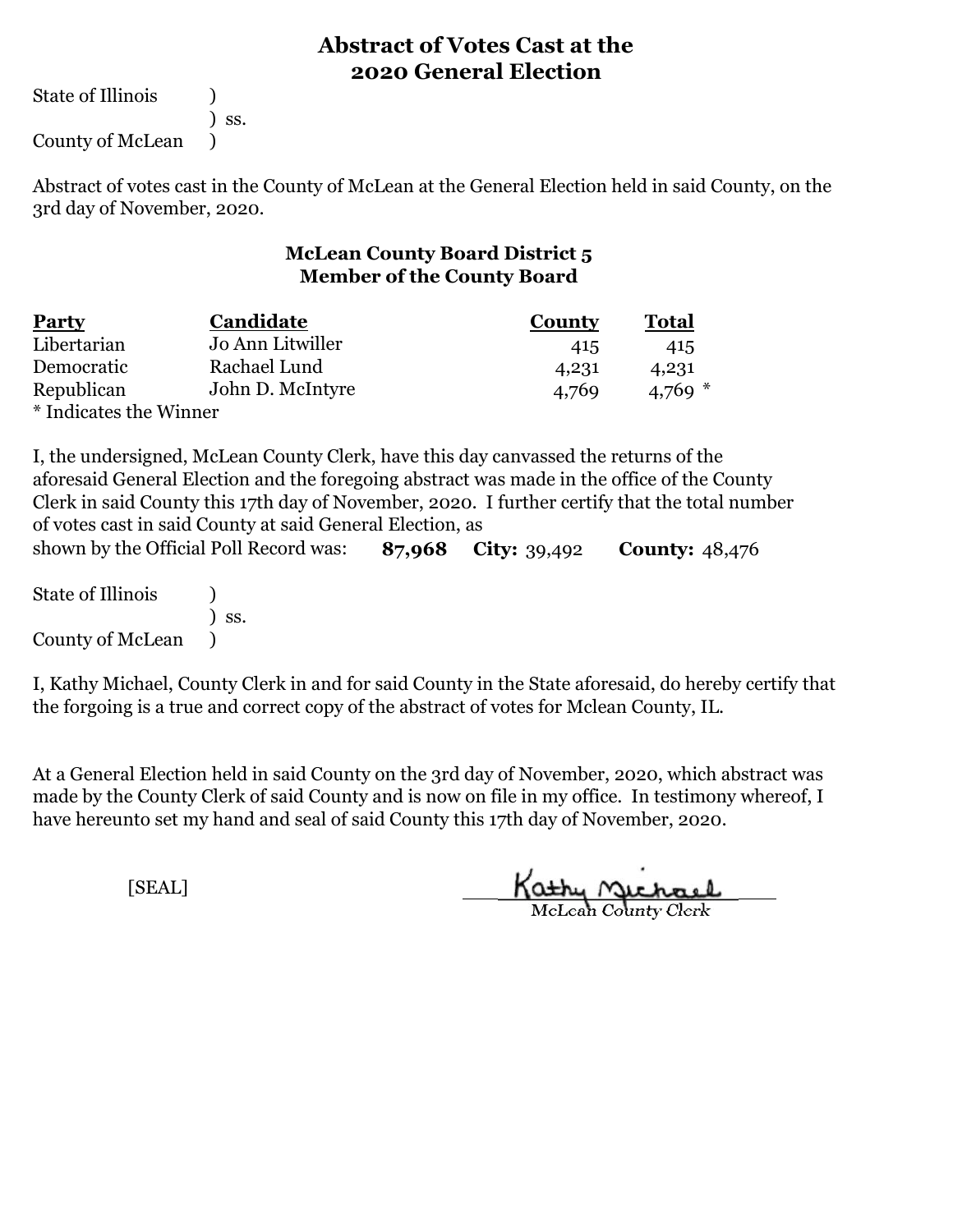# Abstract of Votes Cast at the 2020 General Election

State of Illinois )
) ss.
County of McLean )

Abstract of votes cast in the County of McLean at the General Election held in said County, on the 3rd day of November, 2020.

## McLean County Board District 5
## Member of the County Board

| Party | Candidate | County | Total |
|---|---|---|---|
| Libertarian | Jo Ann Litwiller | 415 | 415 |
| Democratic | Rachael Lund | 4,231 | 4,231 |
| Republican | John D. McIntyre | 4,769 | 4,769 * |

* Indicates the Winner

I, the undersigned, McLean County Clerk, have this day canvassed the returns of the aforesaid General Election and the foregoing abstract was made in the office of the County Clerk in said County this 17th day of November, 2020. I further certify that the total number of votes cast in said County at said General Election, as shown by the Official Poll Record was: **87,968** **City:** 39,492 **County:** 48,476

State of Illinois )
) ss.
County of McLean )

I, Kathy Michael, County Clerk in and for said County in the State aforesaid, do hereby certify that the forgoing is a true and correct copy of the abstract of votes for Mclean County, IL.

At a General Election held in said County on the 3rd day of November, 2020, which abstract was made by the County Clerk of said County and is now on file in my office. In testimony whereof, I have hereunto set my hand and seal of said County this 17th day of November, 2020.

[SEAL]

Kathy Michael
McLean County Clerk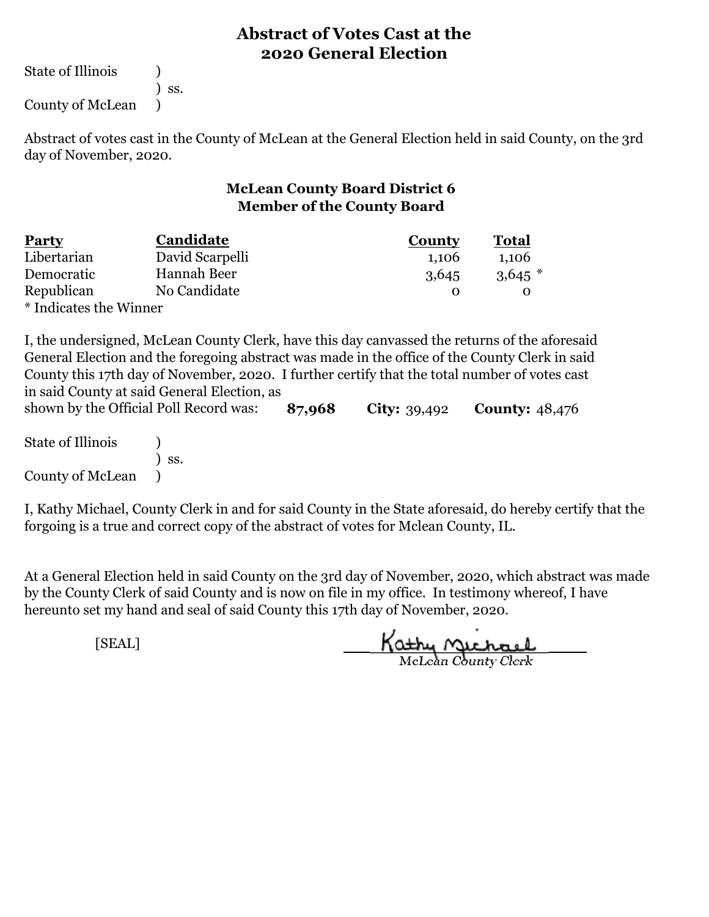# Abstract of Votes Cast at the 2020 General Election

State of Illinois )
) ss.
County of McLean )

Abstract of votes cast in the County of McLean at the General Election held in said County, on the 3rd day of November, 2020.

## McLean County Board District 6
## Member of the County Board

| Party | Candidate | County | Total |
|---|---|---|---|
| Libertarian | David Scarpelli | 1,106 | 1,106 |
| Democratic | Hannah Beer | 3,645 | 3,645 * |
| Republican | No Candidate | 0 | 0 |

* Indicates the Winner

I, the undersigned, McLean County Clerk, have this day canvassed the returns of the aforesaid General Election and the foregoing abstract was made in the office of the County Clerk in said County this 17th day of November, 2020. I further certify that the total number of votes cast in said County at said General Election, as shown by the Official Poll Record was: **87,968** **City:** 39,492 **County:** 48,476

State of Illinois )
) ss.
County of McLean )

I, Kathy Michael, County Clerk in and for said County in the State aforesaid, do hereby certify that the forgoing is a true and correct copy of the abstract of votes for Mclean County, IL.

At a General Election held in said County on the 3rd day of November, 2020, which abstract was made by the County Clerk of said County and is now on file in my office. In testimony whereof, I have hereunto set my hand and seal of said County this 17th day of November, 2020.

[SEAL]

Kathy Michael
McLean County Clerk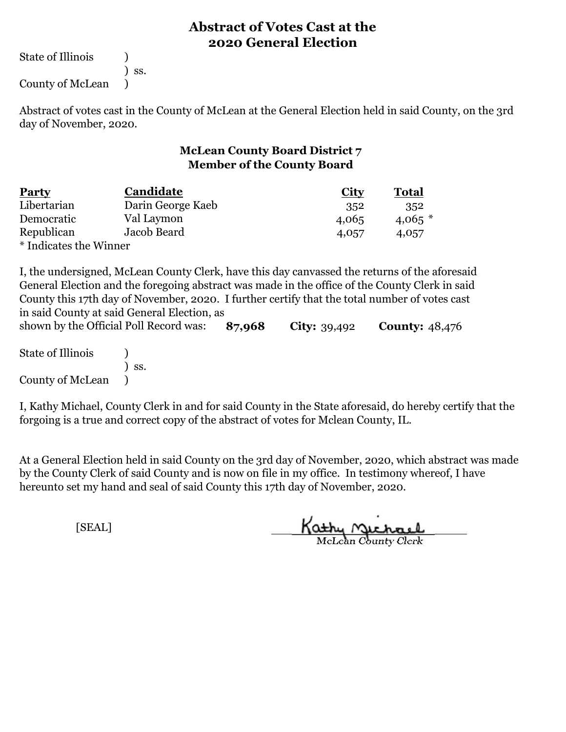# Abstract of Votes Cast at the 2020 General Election

State of Illinois )
) ss.
County of McLean )

Abstract of votes cast in the County of McLean at the General Election held in said County, on the 3rd day of November, 2020.

## McLean County Board District 7
## Member of the County Board

| Party | Candidate | City | Total |
|---|---|---|---|
| Libertarian | Darin George Kaeb | 352 | 352 |
| Democratic | Val Laymon | 4,065 | 4,065 * |
| Republican | Jacob Beard | 4,057 | 4,057 |

* Indicates the Winner

I, the undersigned, McLean County Clerk, have this day canvassed the returns of the aforesaid General Election and the foregoing abstract was made in the office of the County Clerk in said County this 17th day of November, 2020. I further certify that the total number of votes cast in said County at said General Election, as shown by the Official Poll Record was: **87,968** **City:** 39,492 **County:** 48,476

State of Illinois )
) ss.
County of McLean )

I, Kathy Michael, County Clerk in and for said County in the State aforesaid, do hereby certify that the forgoing is a true and correct copy of the abstract of votes for Mclean County, IL.

At a General Election held in said County on the 3rd day of November, 2020, which abstract was made by the County Clerk of said County and is now on file in my office. In testimony whereof, I have hereunto set my hand and seal of said County this 17th day of November, 2020.

[SEAL]

Kathy Michael
McLean County Clerk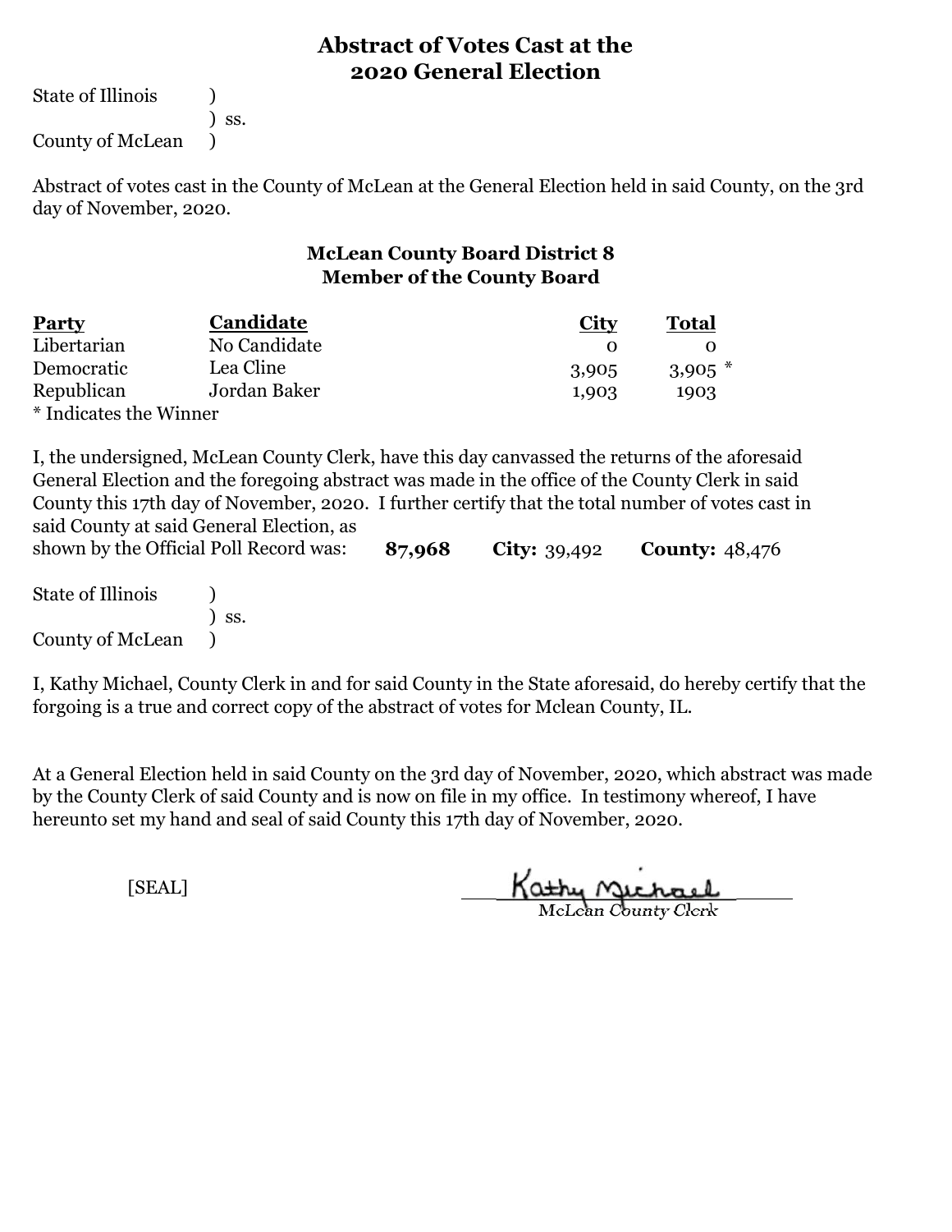# Abstract of Votes Cast at the 2020 General Election

State of Illinois )
) ss.
County of McLean )

Abstract of votes cast in the County of McLean at the General Election held in said County, on the 3rd day of November, 2020.

## McLean County Board District 8
## Member of the County Board

| Party | Candidate | City | Total |
|---|---|---|---|
| Libertarian | No Candidate | 0 | 0 |
| Democratic | Lea Cline | 3,905 | 3,905 * |
| Republican | Jordan Baker | 1,903 | 1903 |

* Indicates the Winner

I, the undersigned, McLean County Clerk, have this day canvassed the returns of the aforesaid General Election and the foregoing abstract was made in the office of the County Clerk in said County this 17th day of November, 2020. I further certify that the total number of votes cast in said County at said General Election, as shown by the Official Poll Record was: **87,968** **City:** 39,492 **County:** 48,476

State of Illinois )
) ss.
County of McLean )

I, Kathy Michael, County Clerk in and for said County in the State aforesaid, do hereby certify that the forgoing is a true and correct copy of the abstract of votes for Mclean County, IL.

At a General Election held in said County on the 3rd day of November, 2020, which abstract was made by the County Clerk of said County and is now on file in my office. In testimony whereof, I have hereunto set my hand and seal of said County this 17th day of November, 2020.

[SEAL]

Kathy Michael
McLean County Clerk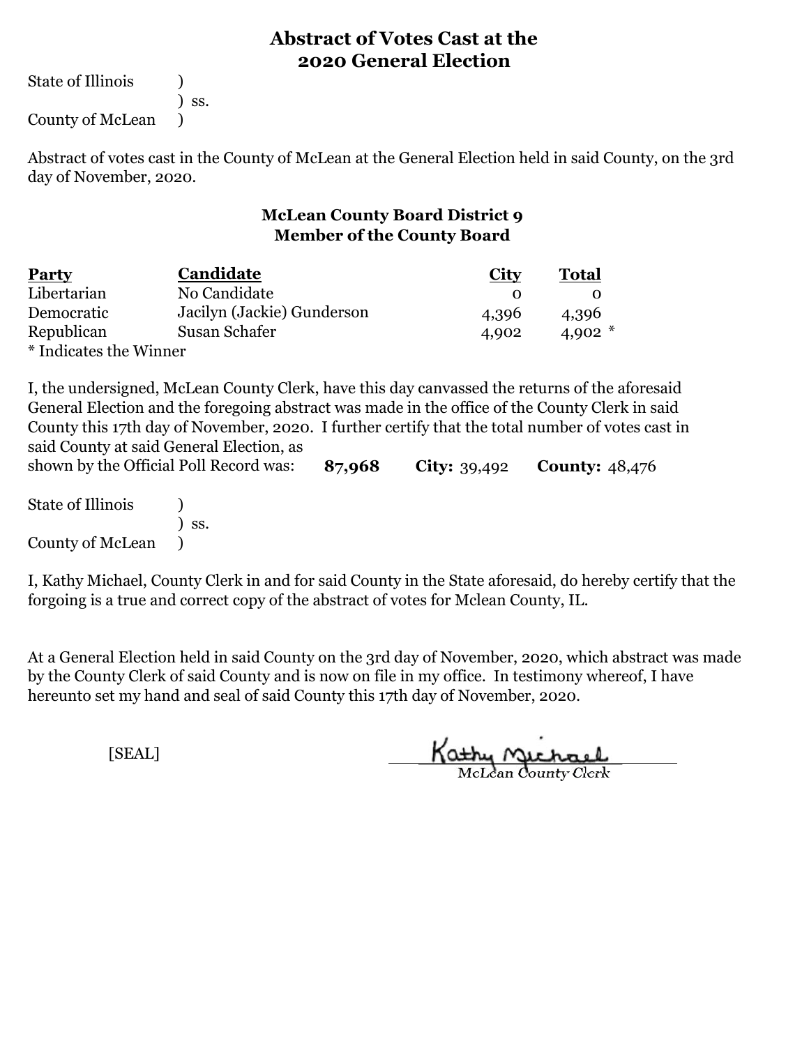# Abstract of Votes Cast at the 2020 General Election

State of Illinois )
) ss.
County of McLean )

Abstract of votes cast in the County of McLean at the General Election held in said County, on the 3rd day of November, 2020.

## McLean County Board District 9
## Member of the County Board

| Party | Candidate | City | Total |
|---|---|---|---|
| Libertarian | No Candidate | 0 | 0 |
| Democratic | Jacilyn (Jackie) Gunderson | 4,396 | 4,396 |
| Republican | Susan Schafer | 4,902 | 4,902 * |

* Indicates the Winner

I, the undersigned, McLean County Clerk, have this day canvassed the returns of the aforesaid General Election and the foregoing abstract was made in the office of the County Clerk in said County this 17th day of November, 2020. I further certify that the total number of votes cast in said County at said General Election, as shown by the Official Poll Record was: **87,968** **City:** 39,492 **County:** 48,476

State of Illinois )
) ss.
County of McLean )

I, Kathy Michael, County Clerk in and for said County in the State aforesaid, do hereby certify that the forgoing is a true and correct copy of the abstract of votes for Mclean County, IL.

At a General Election held in said County on the 3rd day of November, 2020, which abstract was made by the County Clerk of said County and is now on file in my office. In testimony whereof, I have hereunto set my hand and seal of said County this 17th day of November, 2020.

[SEAL]

Kathy Michael
McLean County Clerk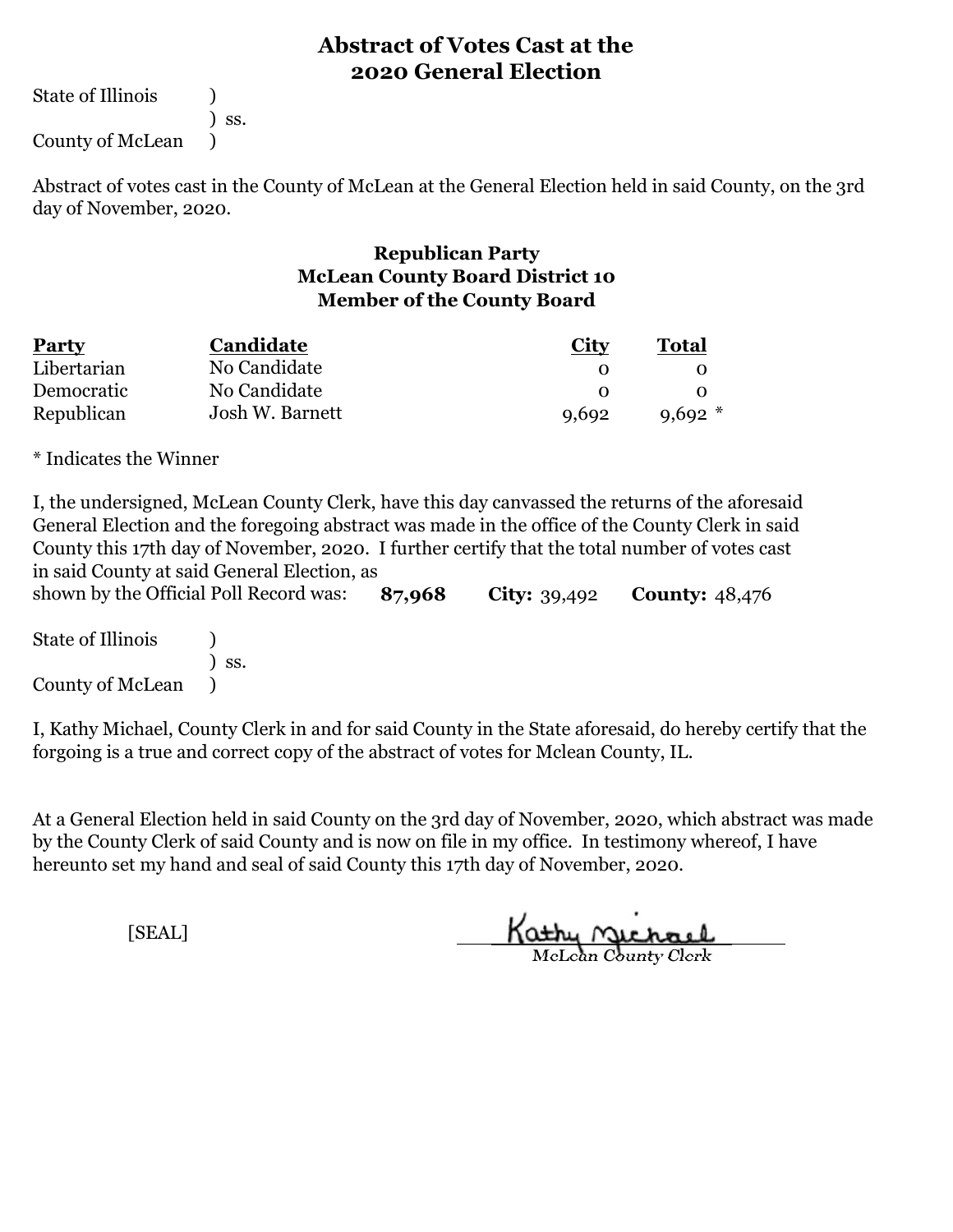# Abstract of Votes Cast at the 2020 General Election

State of Illinois )
) ss.
County of McLean )

Abstract of votes cast in the County of McLean at the General Election held in said County, on the 3rd day of November, 2020.

## Republican Party
## McLean County Board District 10
## Member of the County Board

| Party | Candidate | City | Total |
|---|---|---|---|
| Libertarian | No Candidate | 0 | 0 |
| Democratic | No Candidate | 0 | 0 |
| Republican | Josh W. Barnett | 9,692 | 9,692 * |

* Indicates the Winner

I, the undersigned, McLean County Clerk, have this day canvassed the returns of the aforesaid General Election and the foregoing abstract was made in the office of the County Clerk in said County this 17th day of November, 2020. I further certify that the total number of votes cast in said County at said General Election, as shown by the Official Poll Record was: **87,968** **City:** 39,492 **County:** 48,476

State of Illinois )
) ss.
County of McLean )

I, Kathy Michael, County Clerk in and for said County in the State aforesaid, do hereby certify that the forgoing is a true and correct copy of the abstract of votes for Mclean County, IL.

At a General Election held in said County on the 3rd day of November, 2020, which abstract was made by the County Clerk of said County and is now on file in my office. In testimony whereof, I have hereunto set my hand and seal of said County this 17th day of November, 2020.

[SEAL]

Kathy Michael
McLean County Clerk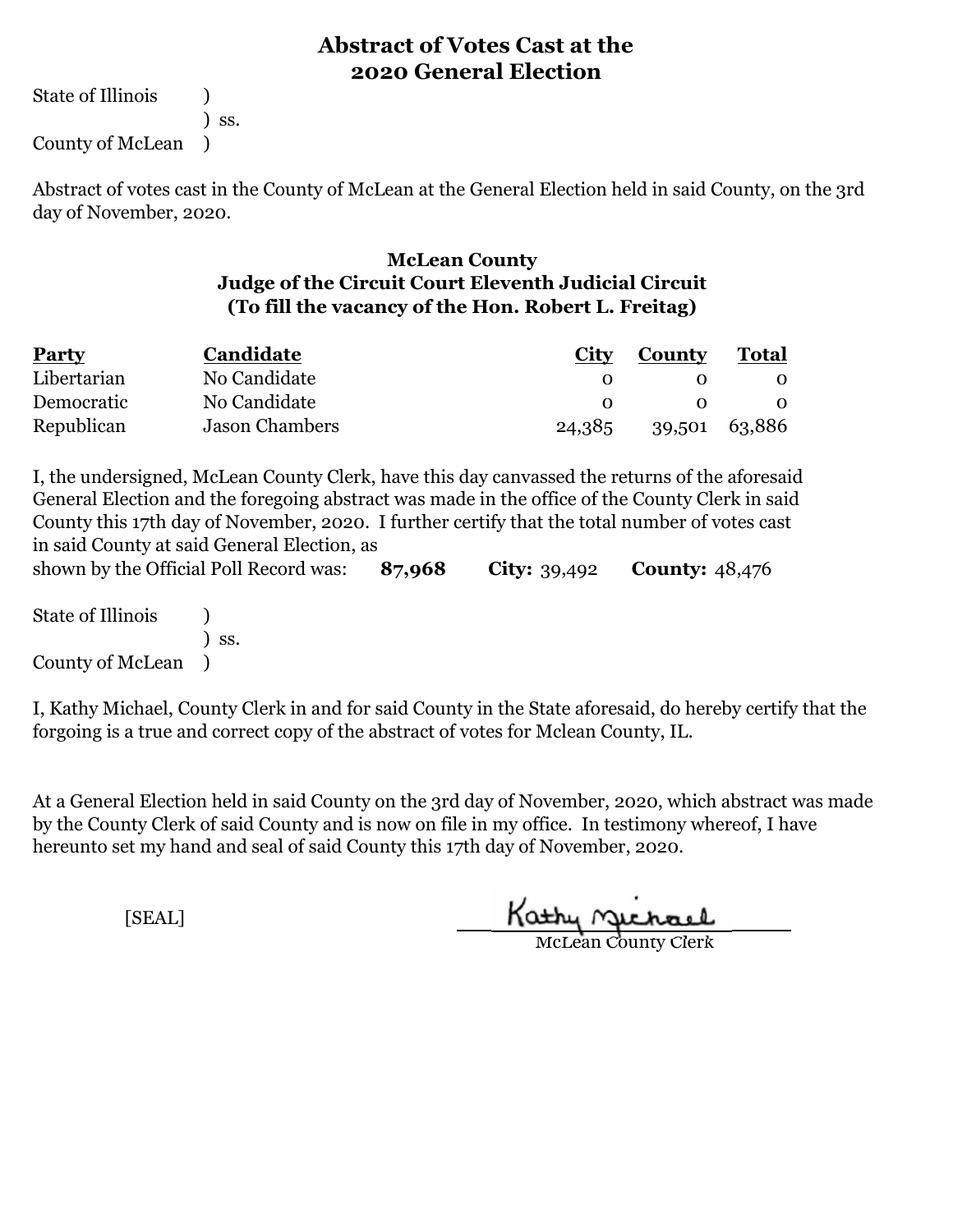# Abstract of Votes Cast at the 2020 General Election

State of Illinois )
) ss.
County of McLean )

Abstract of votes cast in the County of McLean at the General Election held in said County, on the 3rd day of November, 2020.

## McLean County
## Judge of the Circuit Court Eleventh Judicial Circuit
## (To fill the vacancy of the Hon. Robert L. Freitag)

| Party | Candidate | City | County | Total |
|---|---|---|---|---|
| Libertarian | No Candidate | 0 | 0 | 0 |
| Democratic | No Candidate | 0 | 0 | 0 |
| Republican | Jason Chambers | 24,385 | 39,501 | 63,886 |

I, the undersigned, McLean County Clerk, have this day canvassed the returns of the aforesaid General Election and the foregoing abstract was made in the office of the County Clerk in said County this 17th day of November, 2020. I further certify that the total number of votes cast in said County at said General Election, as shown by the Official Poll Record was: **87,968** **City:** 39,492 **County:** 48,476

State of Illinois )
) ss.
County of McLean )

I, Kathy Michael, County Clerk in and for said County in the State aforesaid, do hereby certify that the forgoing is a true and correct copy of the abstract of votes for Mclean County, IL.

At a General Election held in said County on the 3rd day of November, 2020, which abstract was made by the County Clerk of said County and is now on file in my office. In testimony whereof, I have hereunto set my hand and seal of said County this 17th day of November, 2020.

[SEAL]

Kathy Michael
McLean County Clerk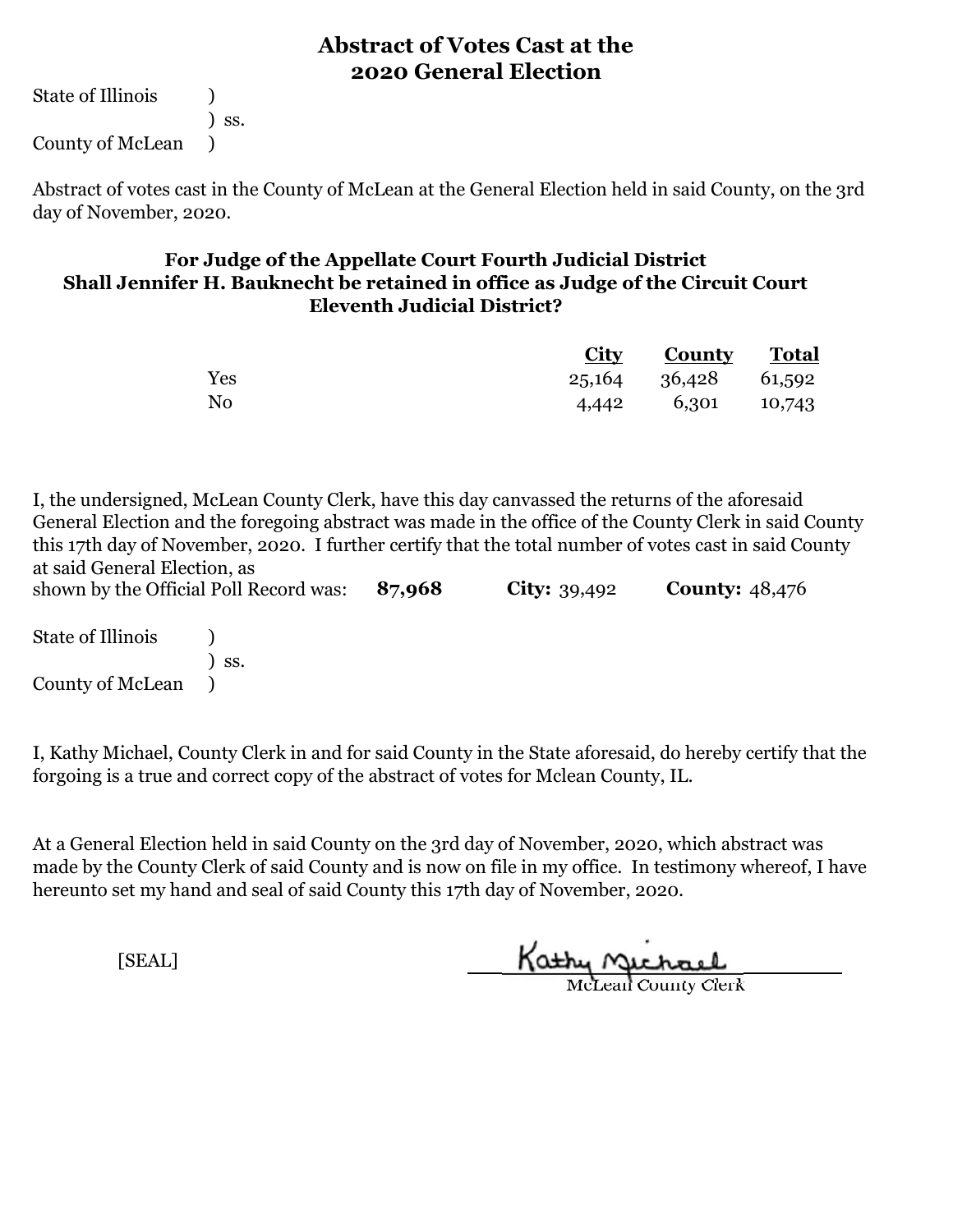# Abstract of Votes Cast at the 2020 General Election

State of Illinois )
) ss.
County of McLean )

Abstract of votes cast in the County of McLean at the General Election held in said County, on the 3rd day of November, 2020.

### For Judge of the Appellate Court Fourth Judicial District
### Shall Jennifer H. Bauknecht be retained in office as Judge of the Circuit Court Eleventh Judicial District?

| | City | County | Total |
|---|---|---|---|
| Yes | 25,164 | 36,428 | 61,592 |
| No | 4,442 | 6,301 | 10,743 |

I, the undersigned, McLean County Clerk, have this day canvassed the returns of the aforesaid General Election and the foregoing abstract was made in the office of the County Clerk in said County this 17th day of November, 2020. I further certify that the total number of votes cast in said County at said General Election, as shown by the Official Poll Record was: **87,968** **City:** 39,492 **County:** 48,476

State of Illinois )
) ss.
County of McLean )

I, Kathy Michael, County Clerk in and for said County in the State aforesaid, do hereby certify that the forgoing is a true and correct copy of the abstract of votes for Mclean County, IL.

At a General Election held in said County on the 3rd day of November, 2020, which abstract was made by the County Clerk of said County and is now on file in my office. In testimony whereof, I have hereunto set my hand and seal of said County this 17th day of November, 2020.

[SEAL]

Kathy Michael
McLean County Clerk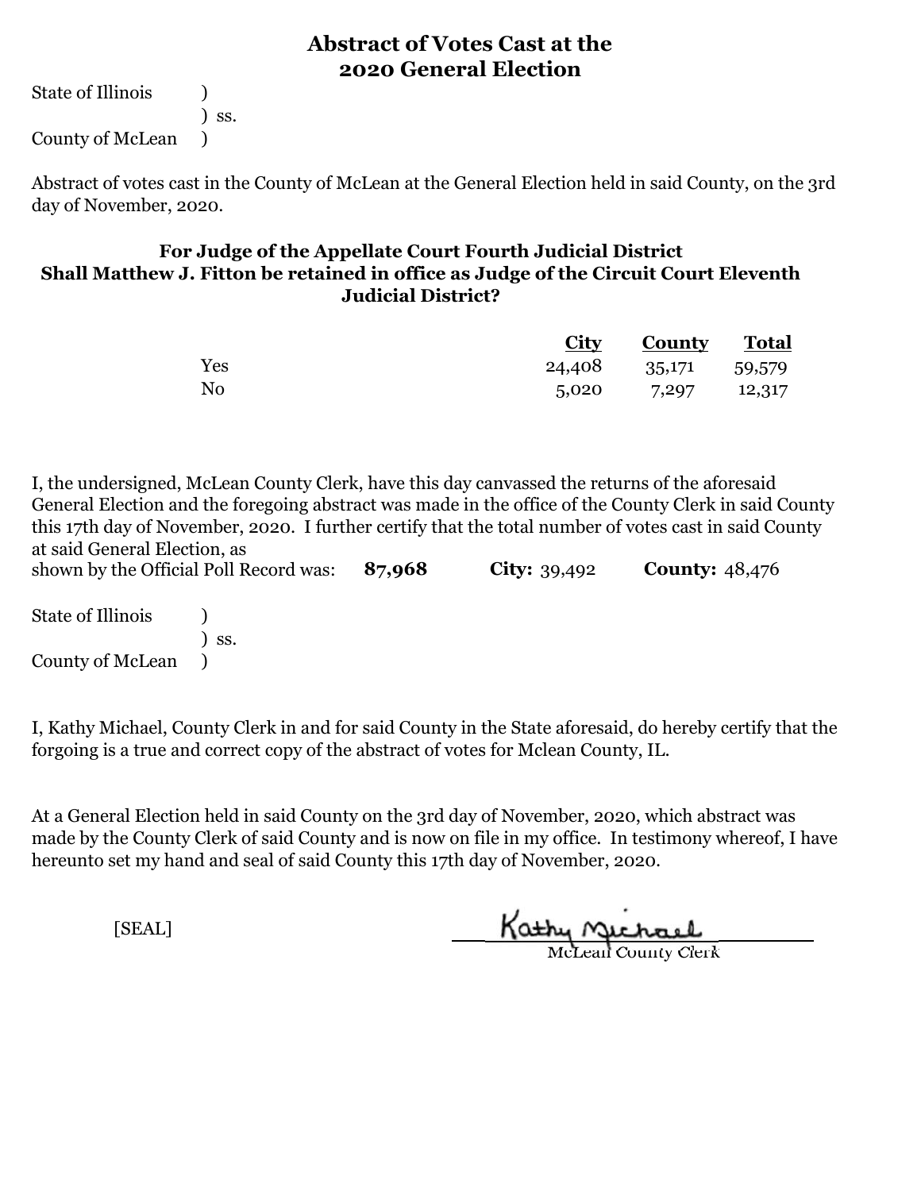# Abstract of Votes Cast at the 2020 General Election

State of Illinois )
) ss.
County of McLean )

Abstract of votes cast in the County of McLean at the General Election held in said County, on the 3rd day of November, 2020.

### For Judge of the Appellate Court Fourth Judicial District
### Shall Matthew J. Fitton be retained in office as Judge of the Circuit Court Eleventh Judicial District?

| | City | County | Total |
|---|---|---|---|
| Yes | 24,408 | 35,171 | 59,579 |
| No | 5,020 | 7,297 | 12,317 |

I, the undersigned, McLean County Clerk, have this day canvassed the returns of the aforesaid General Election and the foregoing abstract was made in the office of the County Clerk in said County this 17th day of November, 2020. I further certify that the total number of votes cast in said County at said General Election, as shown by the Official Poll Record was: **87,968** **City:** 39,492 **County:** 48,476

State of Illinois )
) ss.
County of McLean )

I, Kathy Michael, County Clerk in and for said County in the State aforesaid, do hereby certify that the forgoing is a true and correct copy of the abstract of votes for Mclean County, IL.

At a General Election held in said County on the 3rd day of November, 2020, which abstract was made by the County Clerk of said County and is now on file in my office. In testimony whereof, I have hereunto set my hand and seal of said County this 17th day of November, 2020.

[SEAL]

Kathy Michael
McLean County Clerk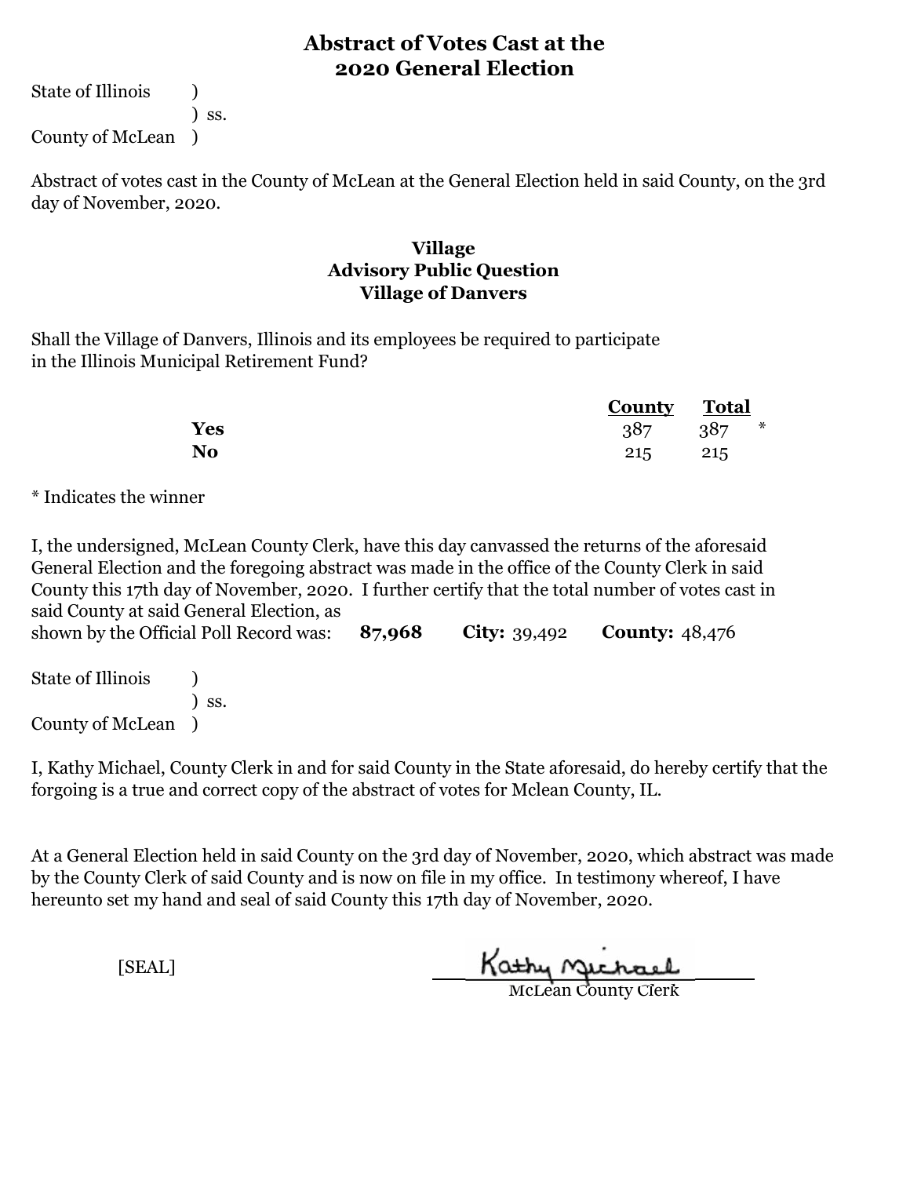# Abstract of Votes Cast at the 2020 General Election

State of Illinois )
) ss.
County of McLean )

Abstract of votes cast in the County of McLean at the General Election held in said County, on the 3rd day of November, 2020.

## Village
## Advisory Public Question
## Village of Danvers

Shall the Village of Danvers, Illinois and its employees be required to participate in the Illinois Municipal Retirement Fund?

| | County | Total | |
|---|---|---|---|
| **Yes** | 387 | 387 | * |
| **No** | 215 | 215 | |

* Indicates the winner

I, the undersigned, McLean County Clerk, have this day canvassed the returns of the aforesaid General Election and the foregoing abstract was made in the office of the County Clerk in said County this 17th day of November, 2020. I further certify that the total number of votes cast in said County at said General Election, as shown by the Official Poll Record was: **87,968** **City:** 39,492 **County:** 48,476

State of Illinois )
) ss.
County of McLean )

I, Kathy Michael, County Clerk in and for said County in the State aforesaid, do hereby certify that the forgoing is a true and correct copy of the abstract of votes for Mclean County, IL.

At a General Election held in said County on the 3rd day of November, 2020, which abstract was made by the County Clerk of said County and is now on file in my office. In testimony whereof, I have hereunto set my hand and seal of said County this 17th day of November, 2020.

[SEAL]

Kathy Michael
McLean County Clerk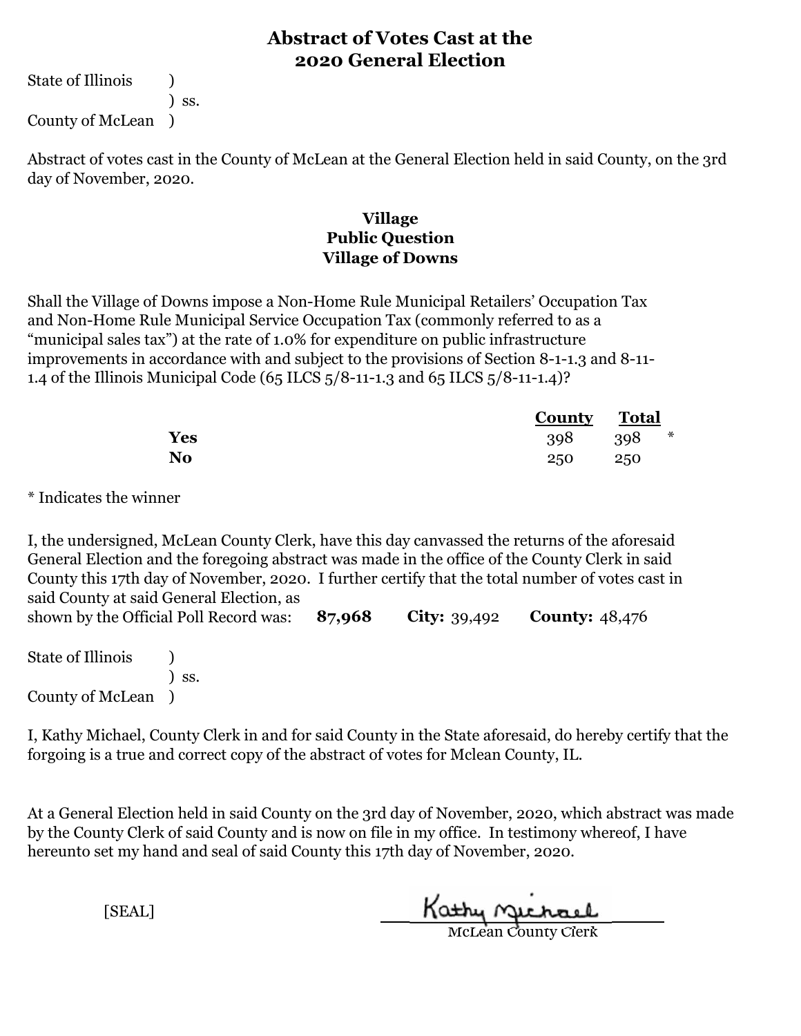# Abstract of Votes Cast at the 2020 General Election

State of Illinois )
) ss.
County of McLean )

Abstract of votes cast in the County of McLean at the General Election held in said County, on the 3rd day of November, 2020.

## Village
## Public Question
## Village of Downs

Shall the Village of Downs impose a Non-Home Rule Municipal Retailers' Occupation Tax and Non-Home Rule Municipal Service Occupation Tax (commonly referred to as a "municipal sales tax") at the rate of 1.0% for expenditure on public infrastructure improvements in accordance with and subject to the provisions of Section 8-1-1.3 and 8-11-1.4 of the Illinois Municipal Code (65 ILCS 5/8-11-1.3 and 65 ILCS 5/8-11-1.4)?

| | County | Total | |
|---|---|---|---|
| **Yes** | 398 | 398 | * |
| **No** | 250 | 250 | |

* Indicates the winner

I, the undersigned, McLean County Clerk, have this day canvassed the returns of the aforesaid General Election and the foregoing abstract was made in the office of the County Clerk in said County this 17th day of November, 2020. I further certify that the total number of votes cast in said County at said General Election, as shown by the Official Poll Record was: **87,968** **City:** 39,492 **County:** 48,476

State of Illinois )
) ss.
County of McLean )

I, Kathy Michael, County Clerk in and for said County in the State aforesaid, do hereby certify that the forgoing is a true and correct copy of the abstract of votes for Mclean County, IL.

At a General Election held in said County on the 3rd day of November, 2020, which abstract was made by the County Clerk of said County and is now on file in my office. In testimony whereof, I have hereunto set my hand and seal of said County this 17th day of November, 2020.

[SEAL]

Kathy Michael
McLean County Clerk